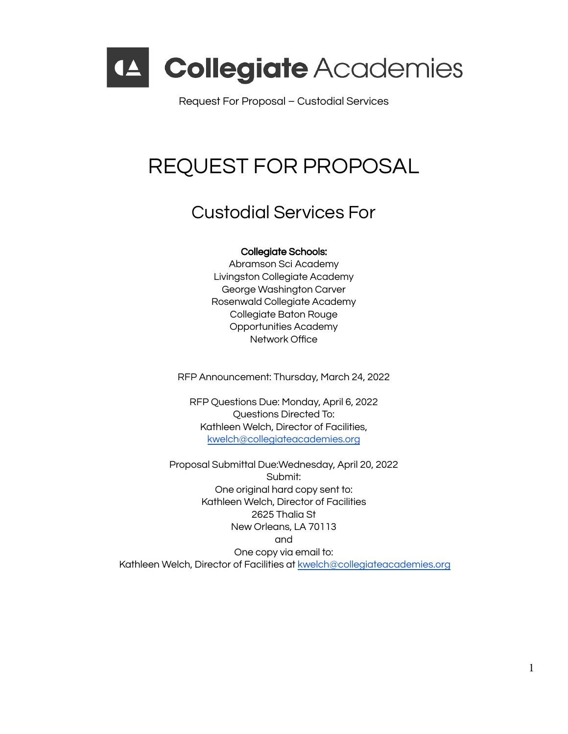# Collegiate Academies

Request For Proposal – Custodial Services

# REQUEST FOR PROPOSAL

## Custodial Services For

**Collegiate Schools:**
Abramson Sci Academy
Livingston Collegiate Academy
George Washington Carver
Rosenwald Collegiate Academy
Collegiate Baton Rouge
Opportunities Academy
Network Office

RFP Announcement: Thursday, March 24, 2022

RFP Questions Due: Monday, April 6, 2022
Questions Directed To:
Kathleen Welch, Director of Facilities,
kwelch@collegiateacademies.org

Proposal Submittal Due:Wednesday, April 20, 2022
Submit:
One original hard copy sent to:
Kathleen Welch, Director of Facilities
2625 Thalia St
New Orleans, LA 70113
and
One copy via email to:
Kathleen Welch, Director of Facilities at kwelch@collegiateacademies.org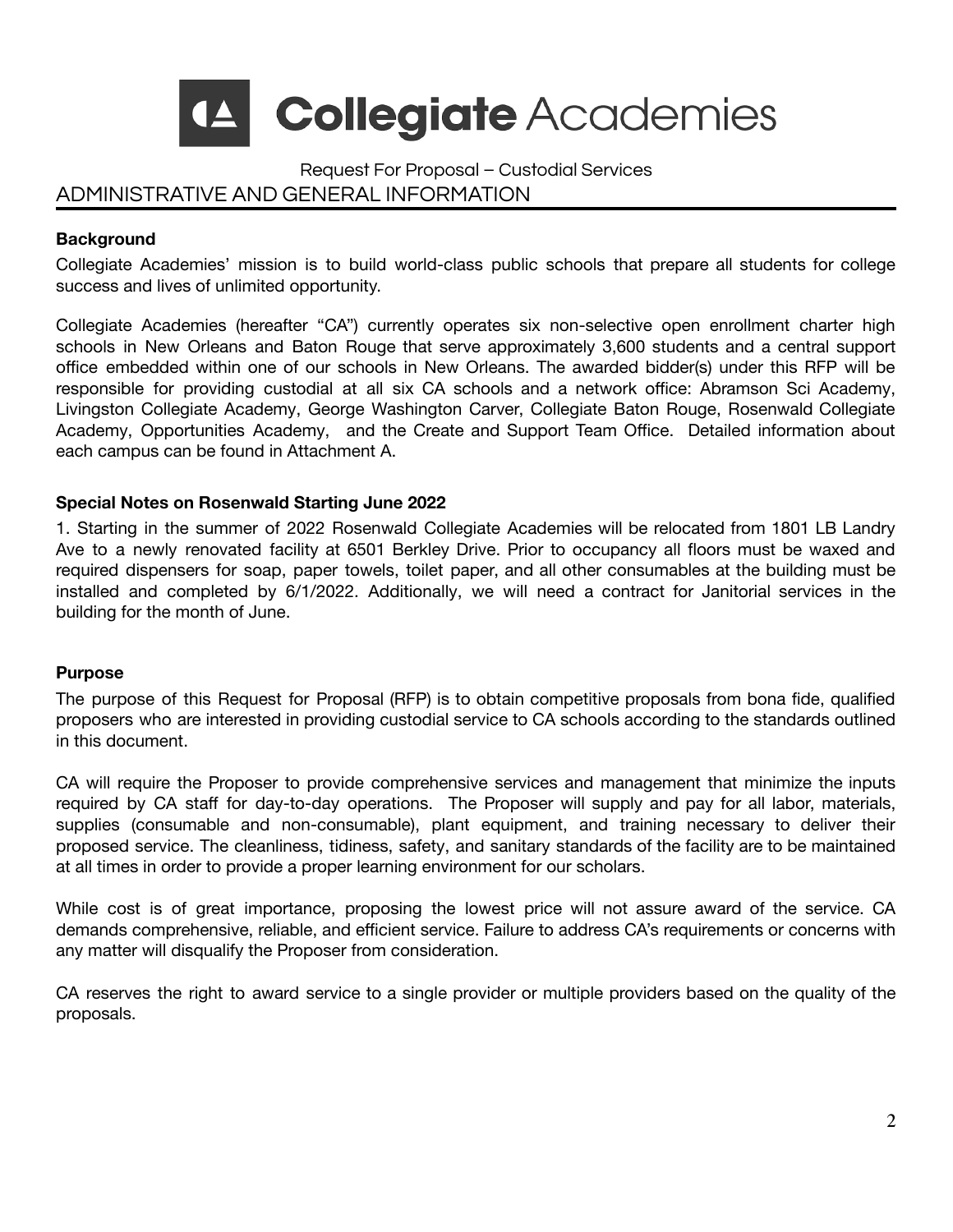# Collegiate Academies

Request For Proposal – Custodial Services

## ADMINISTRATIVE AND GENERAL INFORMATION

**Background**

Collegiate Academies' mission is to build world-class public schools that prepare all students for college success and lives of unlimited opportunity.

Collegiate Academies (hereafter "CA") currently operates six non-selective open enrollment charter high schools in New Orleans and Baton Rouge that serve approximately 3,600 students and a central support office embedded within one of our schools in New Orleans. The awarded bidder(s) under this RFP will be responsible for providing custodial at all six CA schools and a network office: Abramson Sci Academy, Livingston Collegiate Academy, George Washington Carver, Collegiate Baton Rouge, Rosenwald Collegiate Academy, Opportunities Academy, and the Create and Support Team Office. Detailed information about each campus can be found in Attachment A.

**Special Notes on Rosenwald Starting June 2022**

1. Starting in the summer of 2022 Rosenwald Collegiate Academies will be relocated from 1801 LB Landry Ave to a newly renovated facility at 6501 Berkley Drive. Prior to occupancy all floors must be waxed and required dispensers for soap, paper towels, toilet paper, and all other consumables at the building must be installed and completed by 6/1/2022. Additionally, we will need a contract for Janitorial services in the building for the month of June.

**Purpose**

The purpose of this Request for Proposal (RFP) is to obtain competitive proposals from bona fide, qualified proposers who are interested in providing custodial service to CA schools according to the standards outlined in this document.

CA will require the Proposer to provide comprehensive services and management that minimize the inputs required by CA staff for day-to-day operations. The Proposer will supply and pay for all labor, materials, supplies (consumable and non-consumable), plant equipment, and training necessary to deliver their proposed service. The cleanliness, tidiness, safety, and sanitary standards of the facility are to be maintained at all times in order to provide a proper learning environment for our scholars.

While cost is of great importance, proposing the lowest price will not assure award of the service. CA demands comprehensive, reliable, and efficient service. Failure to address CA's requirements or concerns with any matter will disqualify the Proposer from consideration.

CA reserves the right to award service to a single provider or multiple providers based on the quality of the proposals.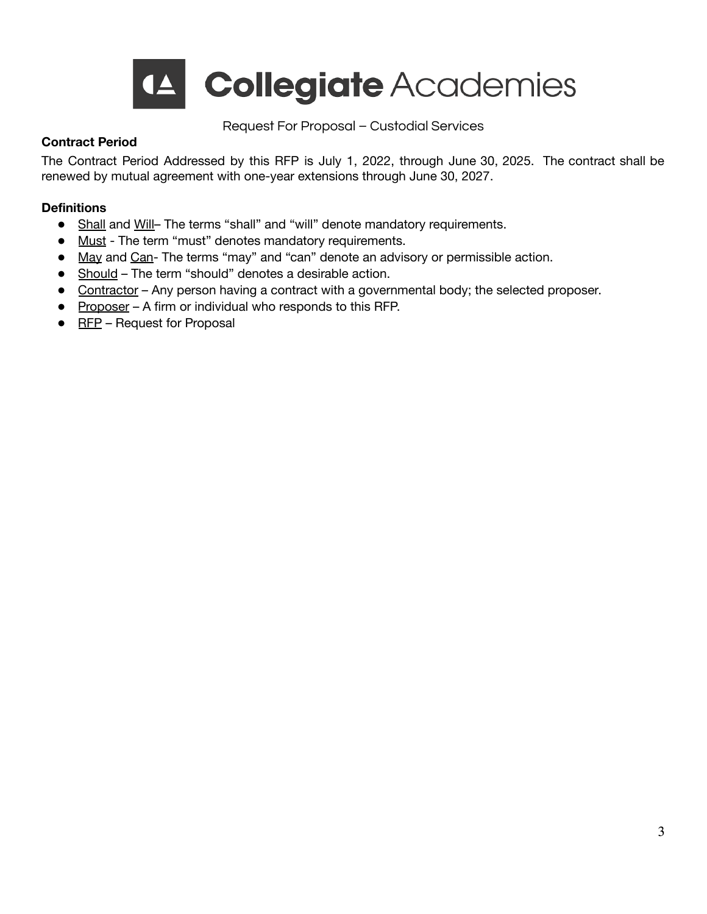**Contract Period**

The Contract Period Addressed by this RFP is July 1, 2022, through June 30, 2025. The contract shall be renewed by mutual agreement with one-year extensions through June 30, 2027.

**Definitions**

- Shall and Will– The terms "shall" and "will" denote mandatory requirements.
- Must - The term "must" denotes mandatory requirements.
- May and Can- The terms "may" and "can" denote an advisory or permissible action.
- Should – The term "should" denotes a desirable action.
- Contractor – Any person having a contract with a governmental body; the selected proposer.
- Proposer – A firm or individual who responds to this RFP.
- RFP – Request for Proposal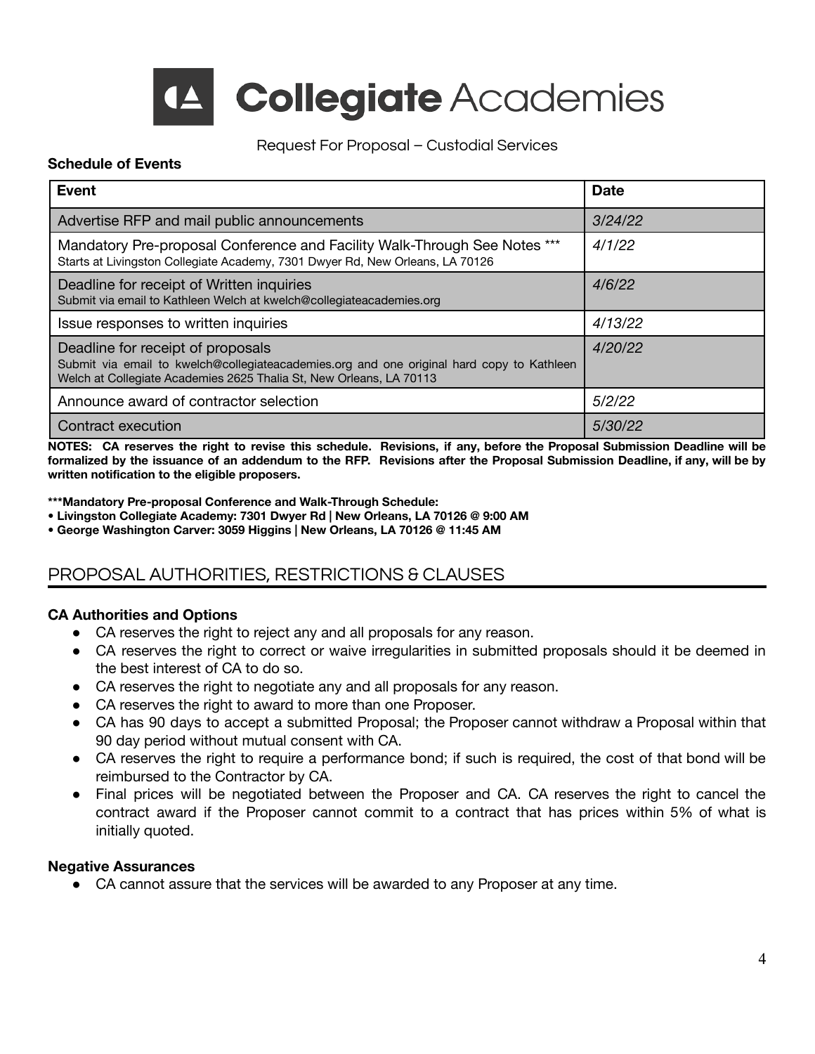# Collegiate Academies

Request For Proposal – Custodial Services

**Schedule of Events**

| **Event** | **Date** |
|---|---|
| Advertise RFP and mail public announcements | *3/24/22* |
| Mandatory Pre-proposal Conference and Facility Walk-Through See Notes ***<br>Starts at Livingston Collegiate Academy, 7301 Dwyer Rd, New Orleans, LA 70126 | *4/1/22* |
| Deadline for receipt of Written inquiries<br>Submit via email to Kathleen Welch at kwelch@collegiateacademies.org | *4/6/22* |
| Issue responses to written inquiries | *4/13/22* |
| Deadline for receipt of proposals<br>Submit via email to kwelch@collegiateacademies.org and one original hard copy to Kathleen Welch at Collegiate Academies 2625 Thalia St, New Orleans, LA 70113 | *4/20/22* |
| Announce award of contractor selection | *5/2/22* |
| Contract execution | *5/30/22* |

**NOTES: CA reserves the right to revise this schedule. Revisions, if any, before the Proposal Submission Deadline will be formalized by the issuance of an addendum to the RFP. Revisions after the Proposal Submission Deadline, if any, will be by written notification to the eligible proposers.**

**\*\*\*Mandatory Pre-proposal Conference and Walk-Through Schedule:**
- **Livingston Collegiate Academy: 7301 Dwyer Rd | New Orleans, LA 70126 @ 9:00 AM**
- **George Washington Carver: 3059 Higgins | New Orleans, LA 70126 @ 11:45 AM**

## PROPOSAL AUTHORITIES, RESTRICTIONS & CLAUSES

**CA Authorities and Options**

- CA reserves the right to reject any and all proposals for any reason.
- CA reserves the right to correct or waive irregularities in submitted proposals should it be deemed in the best interest of CA to do so.
- CA reserves the right to negotiate any and all proposals for any reason.
- CA reserves the right to award to more than one Proposer.
- CA has 90 days to accept a submitted Proposal; the Proposer cannot withdraw a Proposal within that 90 day period without mutual consent with CA.
- CA reserves the right to require a performance bond; if such is required, the cost of that bond will be reimbursed to the Contractor by CA.
- Final prices will be negotiated between the Proposer and CA. CA reserves the right to cancel the contract award if the Proposer cannot commit to a contract that has prices within 5% of what is initially quoted.

**Negative Assurances**

- CA cannot assure that the services will be awarded to any Proposer at any time.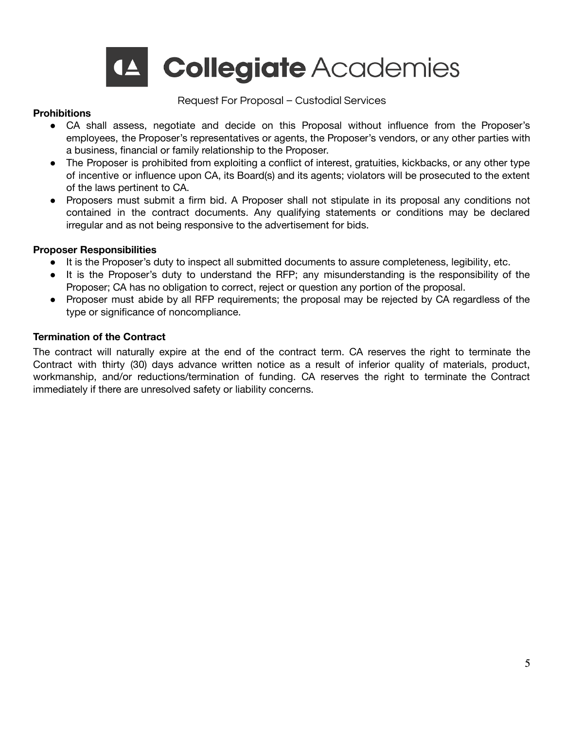**Prohibitions**

- CA shall assess, negotiate and decide on this Proposal without influence from the Proposer's employees, the Proposer's representatives or agents, the Proposer's vendors, or any other parties with a business, financial or family relationship to the Proposer.
- The Proposer is prohibited from exploiting a conflict of interest, gratuities, kickbacks, or any other type of incentive or influence upon CA, its Board(s) and its agents; violators will be prosecuted to the extent of the laws pertinent to CA.
- Proposers must submit a firm bid. A Proposer shall not stipulate in its proposal any conditions not contained in the contract documents. Any qualifying statements or conditions may be declared irregular and as not being responsive to the advertisement for bids.

**Proposer Responsibilities**

- It is the Proposer's duty to inspect all submitted documents to assure completeness, legibility, etc.
- It is the Proposer's duty to understand the RFP; any misunderstanding is the responsibility of the Proposer; CA has no obligation to correct, reject or question any portion of the proposal.
- Proposer must abide by all RFP requirements; the proposal may be rejected by CA regardless of the type or significance of noncompliance.

**Termination of the Contract**

The contract will naturally expire at the end of the contract term. CA reserves the right to terminate the Contract with thirty (30) days advance written notice as a result of inferior quality of materials, product, workmanship, and/or reductions/termination of funding. CA reserves the right to terminate the Contract immediately if there are unresolved safety or liability concerns.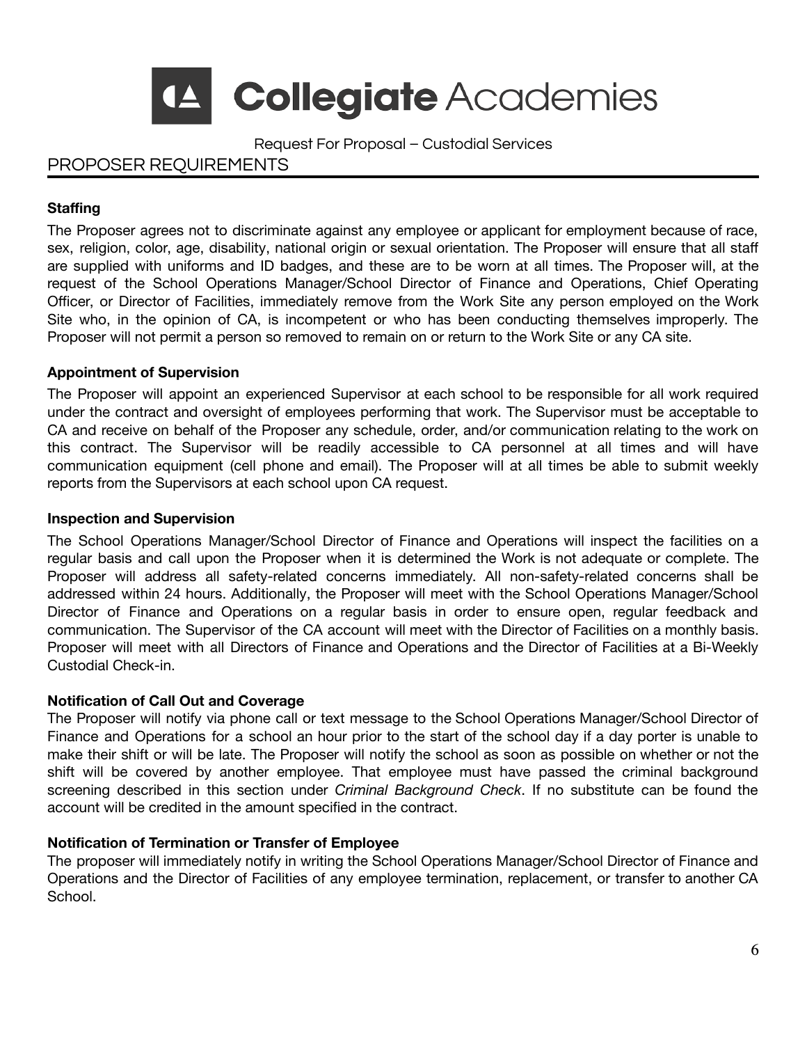# Collegiate Academies

Request For Proposal – Custodial Services

## PROPOSER REQUIREMENTS

**Staffing**

The Proposer agrees not to discriminate against any employee or applicant for employment because of race, sex, religion, color, age, disability, national origin or sexual orientation. The Proposer will ensure that all staff are supplied with uniforms and ID badges, and these are to be worn at all times. The Proposer will, at the request of the School Operations Manager/School Director of Finance and Operations, Chief Operating Officer, or Director of Facilities, immediately remove from the Work Site any person employed on the Work Site who, in the opinion of CA, is incompetent or who has been conducting themselves improperly. The Proposer will not permit a person so removed to remain on or return to the Work Site or any CA site.

**Appointment of Supervision**

The Proposer will appoint an experienced Supervisor at each school to be responsible for all work required under the contract and oversight of employees performing that work. The Supervisor must be acceptable to CA and receive on behalf of the Proposer any schedule, order, and/or communication relating to the work on this contract. The Supervisor will be readily accessible to CA personnel at all times and will have communication equipment (cell phone and email). The Proposer will at all times be able to submit weekly reports from the Supervisors at each school upon CA request.

**Inspection and Supervision**

The School Operations Manager/School Director of Finance and Operations will inspect the facilities on a regular basis and call upon the Proposer when it is determined the Work is not adequate or complete. The Proposer will address all safety-related concerns immediately. All non-safety-related concerns shall be addressed within 24 hours. Additionally, the Proposer will meet with the School Operations Manager/School Director of Finance and Operations on a regular basis in order to ensure open, regular feedback and communication. The Supervisor of the CA account will meet with the Director of Facilities on a monthly basis. Proposer will meet with all Directors of Finance and Operations and the Director of Facilities at a Bi-Weekly Custodial Check-in.

**Notification of Call Out and Coverage**

The Proposer will notify via phone call or text message to the School Operations Manager/School Director of Finance and Operations for a school an hour prior to the start of the school day if a day porter is unable to make their shift or will be late. The Proposer will notify the school as soon as possible on whether or not the shift will be covered by another employee. That employee must have passed the criminal background screening described in this section under *Criminal Background Check*. If no substitute can be found the account will be credited in the amount specified in the contract.

**Notification of Termination or Transfer of Employee**

The proposer will immediately notify in writing the School Operations Manager/School Director of Finance and Operations and the Director of Facilities of any employee termination, replacement, or transfer to another CA School.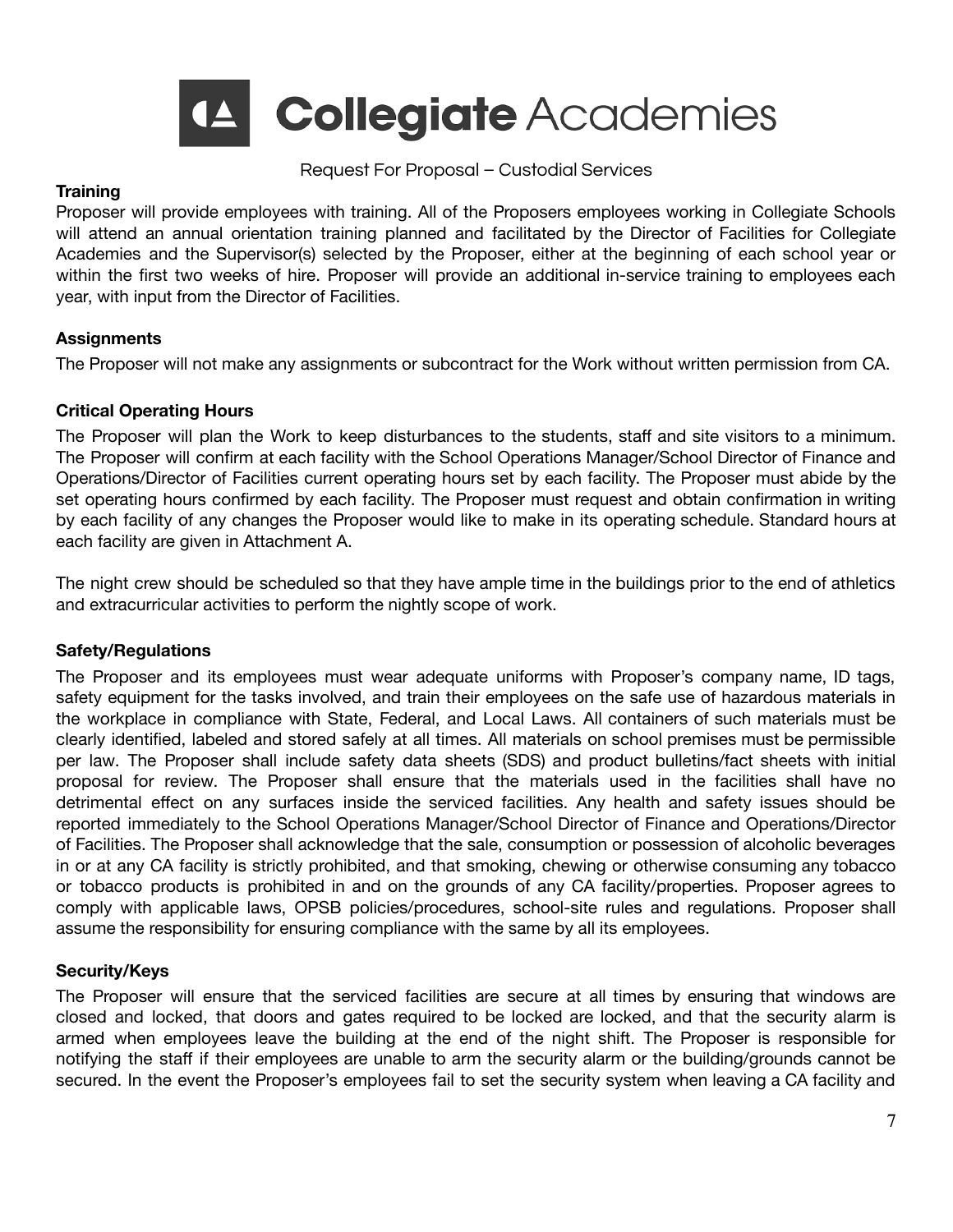#### Training

Proposer will provide employees with training. All of the Proposers employees working in Collegiate Schools will attend an annual orientation training planned and facilitated by the Director of Facilities for Collegiate Academies and the Supervisor(s) selected by the Proposer, either at the beginning of each school year or within the first two weeks of hire. Proposer will provide an additional in-service training to employees each year, with input from the Director of Facilities.

#### Assignments

The Proposer will not make any assignments or subcontract for the Work without written permission from CA.

#### Critical Operating Hours

The Proposer will plan the Work to keep disturbances to the students, staff and site visitors to a minimum. The Proposer will confirm at each facility with the School Operations Manager/School Director of Finance and Operations/Director of Facilities current operating hours set by each facility. The Proposer must abide by the set operating hours confirmed by each facility. The Proposer must request and obtain confirmation in writing by each facility of any changes the Proposer would like to make in its operating schedule. Standard hours at each facility are given in Attachment A.

The night crew should be scheduled so that they have ample time in the buildings prior to the end of athletics and extracurricular activities to perform the nightly scope of work.

#### Safety/Regulations

The Proposer and its employees must wear adequate uniforms with Proposer's company name, ID tags, safety equipment for the tasks involved, and train their employees on the safe use of hazardous materials in the workplace in compliance with State, Federal, and Local Laws. All containers of such materials must be clearly identified, labeled and stored safely at all times. All materials on school premises must be permissible per law. The Proposer shall include safety data sheets (SDS) and product bulletins/fact sheets with initial proposal for review. The Proposer shall ensure that the materials used in the facilities shall have no detrimental effect on any surfaces inside the serviced facilities. Any health and safety issues should be reported immediately to the School Operations Manager/School Director of Finance and Operations/Director of Facilities. The Proposer shall acknowledge that the sale, consumption or possession of alcoholic beverages in or at any CA facility is strictly prohibited, and that smoking, chewing or otherwise consuming any tobacco or tobacco products is prohibited in and on the grounds of any CA facility/properties. Proposer agrees to comply with applicable laws, OPSB policies/procedures, school-site rules and regulations. Proposer shall assume the responsibility for ensuring compliance with the same by all its employees.

#### Security/Keys

The Proposer will ensure that the serviced facilities are secure at all times by ensuring that windows are closed and locked, that doors and gates required to be locked are locked, and that the security alarm is armed when employees leave the building at the end of the night shift. The Proposer is responsible for notifying the staff if their employees are unable to arm the security alarm or the building/grounds cannot be secured. In the event the Proposer's employees fail to set the security system when leaving a CA facility and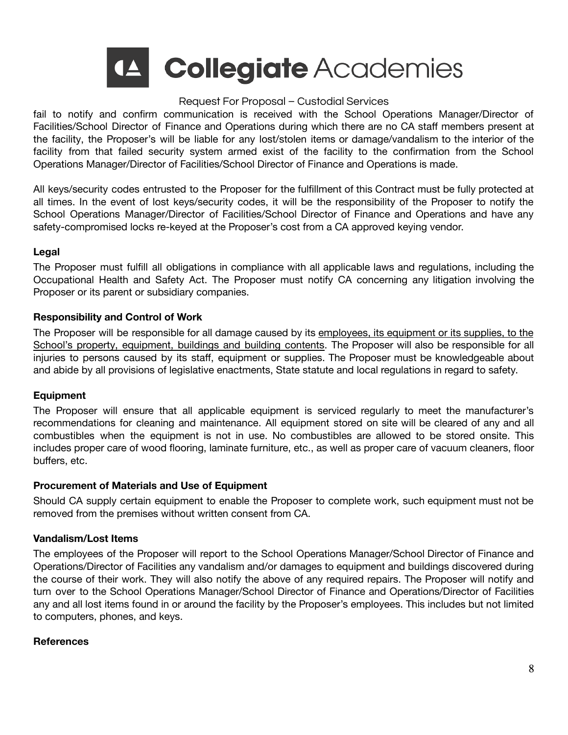fail to notify and confirm communication is received with the School Operations Manager/Director of Facilities/School Director of Finance and Operations during which there are no CA staff members present at the facility, the Proposer's will be liable for any lost/stolen items or damage/vandalism to the interior of the facility from that failed security system armed exist of the facility to the confirmation from the School Operations Manager/Director of Facilities/School Director of Finance and Operations is made.

All keys/security codes entrusted to the Proposer for the fulfillment of this Contract must be fully protected at all times. In the event of lost keys/security codes, it will be the responsibility of the Proposer to notify the School Operations Manager/Director of Facilities/School Director of Finance and Operations and have any safety-compromised locks re-keyed at the Proposer's cost from a CA approved keying vendor.

**Legal**

The Proposer must fulfill all obligations in compliance with all applicable laws and regulations, including the Occupational Health and Safety Act. The Proposer must notify CA concerning any litigation involving the Proposer or its parent or subsidiary companies.

**Responsibility and Control of Work**

The Proposer will be responsible for all damage caused by its <u>employees, its equipment or its supplies, to the School's property, equipment, buildings and building contents</u>. The Proposer will also be responsible for all injuries to persons caused by its staff, equipment or supplies. The Proposer must be knowledgeable about and abide by all provisions of legislative enactments, State statute and local regulations in regard to safety.

**Equipment**

The Proposer will ensure that all applicable equipment is serviced regularly to meet the manufacturer's recommendations for cleaning and maintenance. All equipment stored on site will be cleared of any and all combustibles when the equipment is not in use. No combustibles are allowed to be stored onsite. This includes proper care of wood flooring, laminate furniture, etc., as well as proper care of vacuum cleaners, floor buffers, etc.

**Procurement of Materials and Use of Equipment**

Should CA supply certain equipment to enable the Proposer to complete work, such equipment must not be removed from the premises without written consent from CA.

**Vandalism/Lost Items**

The employees of the Proposer will report to the School Operations Manager/School Director of Finance and Operations/Director of Facilities any vandalism and/or damages to equipment and buildings discovered during the course of their work. They will also notify the above of any required repairs. The Proposer will notify and turn over to the School Operations Manager/School Director of Finance and Operations/Director of Facilities any and all lost items found in or around the facility by the Proposer's employees. This includes but not limited to computers, phones, and keys.

**References**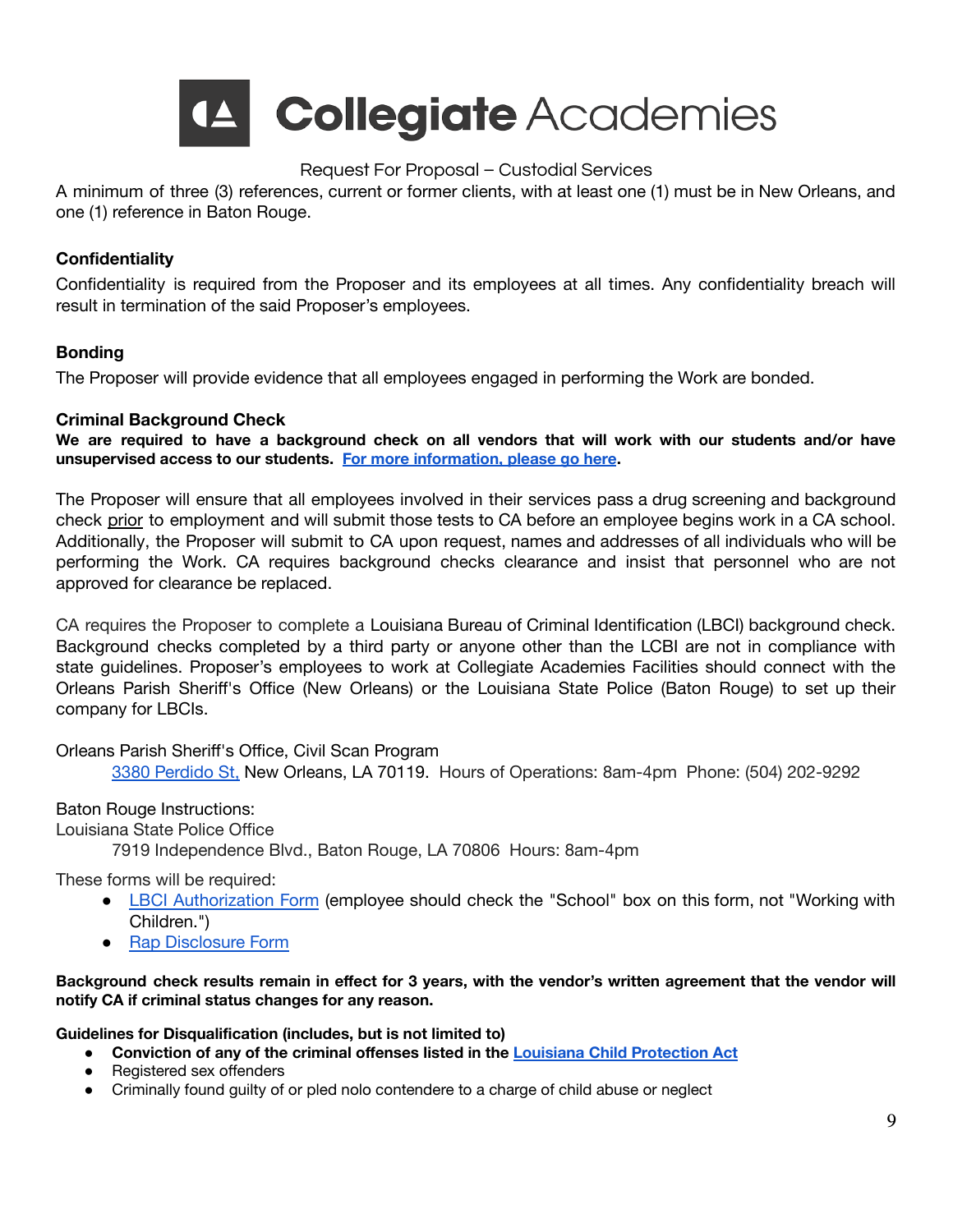A minimum of three (3) references, current or former clients, with at least one (1) must be in New Orleans, and one (1) reference in Baton Rouge.

### Confidentiality

Confidentiality is required from the Proposer and its employees at all times. Any confidentiality breach will result in termination of the said Proposer's employees.

### Bonding

The Proposer will provide evidence that all employees engaged in performing the Work are bonded.

### Criminal Background Check

**We are required to have a background check on all vendors that will work with our students and/or have unsupervised access to our students. For more information, please go here.**

The Proposer will ensure that all employees involved in their services pass a drug screening and background check prior to employment and will submit those tests to CA before an employee begins work in a CA school. Additionally, the Proposer will submit to CA upon request, names and addresses of all individuals who will be performing the Work. CA requires background checks clearance and insist that personnel who are not approved for clearance be replaced.

CA requires the Proposer to complete a Louisiana Bureau of Criminal Identification (LBCI) background check. Background checks completed by a third party or anyone other than the LCBI are not in compliance with state guidelines. Proposer's employees to work at Collegiate Academies Facilities should connect with the Orleans Parish Sheriff's Office (New Orleans) or the Louisiana State Police (Baton Rouge) to set up their company for LBCIs.

Orleans Parish Sheriff's Office, Civil Scan Program

3380 Perdido St, New Orleans, LA 70119. Hours of Operations: 8am-4pm Phone: (504) 202-9292

Baton Rouge Instructions:
Louisiana State Police Office

7919 Independence Blvd., Baton Rouge, LA 70806 Hours: 8am-4pm

These forms will be required:

- LBCI Authorization Form (employee should check the "School" box on this form, not "Working with Children.")
- Rap Disclosure Form

**Background check results remain in effect for 3 years, with the vendor's written agreement that the vendor will notify CA if criminal status changes for any reason.**

**Guidelines for Disqualification (includes, but is not limited to)**

- **Conviction of any of the criminal offenses listed in the Louisiana Child Protection Act**
- Registered sex offenders
- Criminally found guilty of or pled nolo contendere to a charge of child abuse or neglect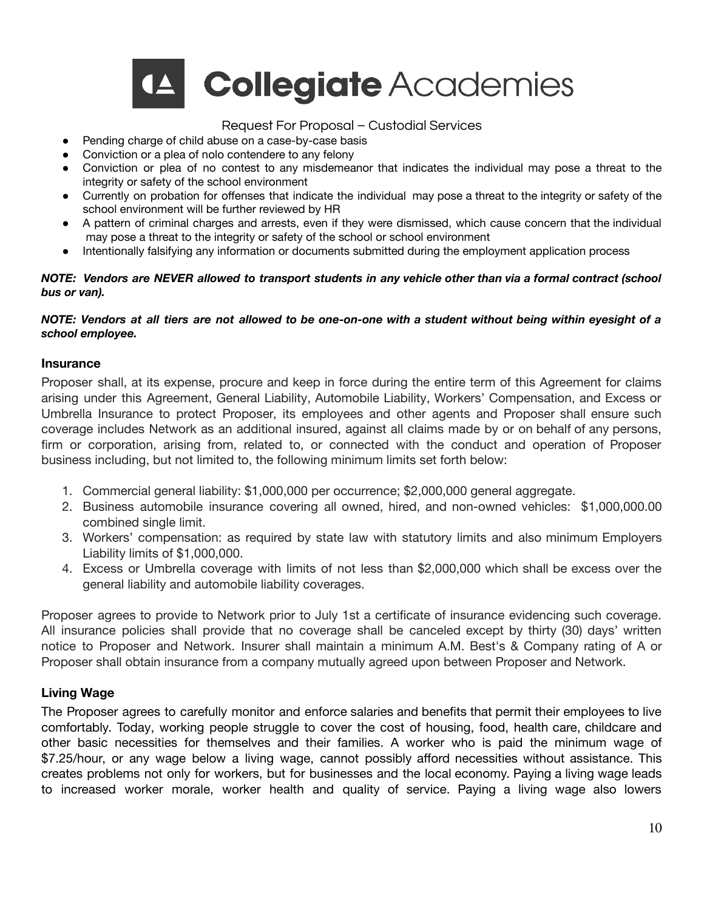- Pending charge of child abuse on a case-by-case basis
- Conviction or a plea of nolo contendere to any felony
- Conviction or plea of no contest to any misdemeanor that indicates the individual may pose a threat to the integrity or safety of the school environment
- Currently on probation for offenses that indicate the individual may pose a threat to the integrity or safety of the school environment will be further reviewed by HR
- A pattern of criminal charges and arrests, even if they were dismissed, which cause concern that the individual may pose a threat to the integrity or safety of the school or school environment
- Intentionally falsifying any information or documents submitted during the employment application process

***NOTE: Vendors are NEVER allowed to transport students in any vehicle other than via a formal contract (school bus or van).***

***NOTE: Vendors at all tiers are not allowed to be one-on-one with a student without being within eyesight of a school employee.***

### Insurance

Proposer shall, at its expense, procure and keep in force during the entire term of this Agreement for claims arising under this Agreement, General Liability, Automobile Liability, Workers' Compensation, and Excess or Umbrella Insurance to protect Proposer, its employees and other agents and Proposer shall ensure such coverage includes Network as an additional insured, against all claims made by or on behalf of any persons, firm or corporation, arising from, related to, or connected with the conduct and operation of Proposer business including, but not limited to, the following minimum limits set forth below:

1. Commercial general liability: $1,000,000 per occurrence; $2,000,000 general aggregate.
2. Business automobile insurance covering all owned, hired, and non-owned vehicles: $1,000,000.00 combined single limit.
3. Workers' compensation: as required by state law with statutory limits and also minimum Employers Liability limits of $1,000,000.
4. Excess or Umbrella coverage with limits of not less than $2,000,000 which shall be excess over the general liability and automobile liability coverages.

Proposer agrees to provide to Network prior to July 1st a certificate of insurance evidencing such coverage. All insurance policies shall provide that no coverage shall be canceled except by thirty (30) days' written notice to Proposer and Network. Insurer shall maintain a minimum A.M. Best's & Company rating of A or Proposer shall obtain insurance from a company mutually agreed upon between Proposer and Network.

### Living Wage

The Proposer agrees to carefully monitor and enforce salaries and benefits that permit their employees to live comfortably. Today, working people struggle to cover the cost of housing, food, health care, childcare and other basic necessities for themselves and their families. A worker who is paid the minimum wage of $7.25/hour, or any wage below a living wage, cannot possibly afford necessities without assistance. This creates problems not only for workers, but for businesses and the local economy. Paying a living wage leads to increased worker morale, worker health and quality of service. Paying a living wage also lowers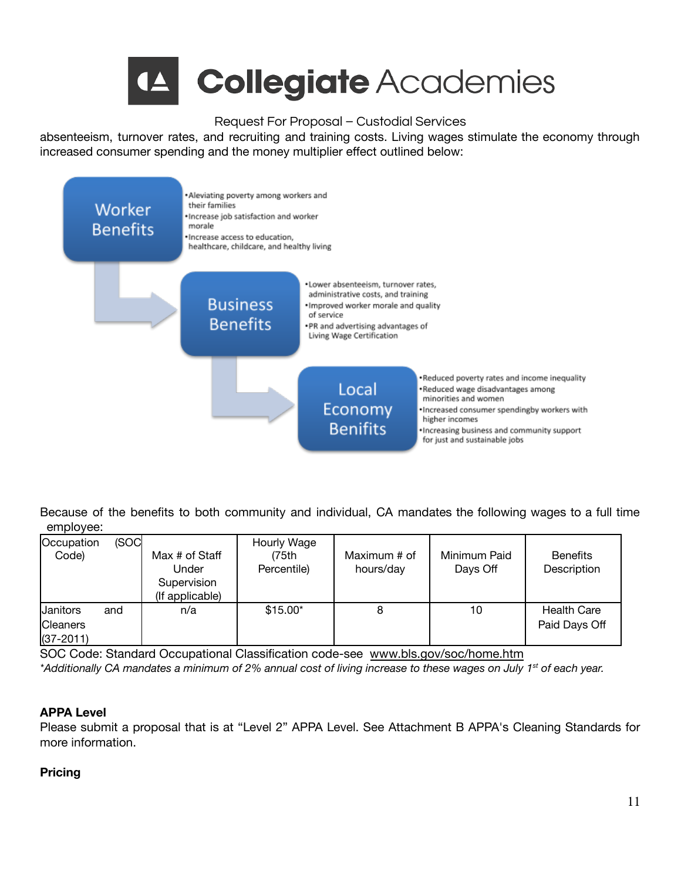absenteeism, turnover rates, and recruiting and training costs. Living wages stimulate the economy through increased consumer spending and the money multiplier effect outlined below:

**Worker Benefits**
- Aleviating poverty among workers and their families
- Increase job satisfaction and worker morale
- Increase access to education, healthcare, childcare, and healthy living

**Business Benefits**
- Lower absenteeism, turnover rates, administrative costs, and training
- Improved worker morale and quality of service
- PR and advertising advantages of Living Wage Certification

**Local Economy Benifits**
- Reduced poverty rates and income inequality
- Reduced wage disadvantages among minorities and women
- Increased consumer spendingby workers with higher incomes
- Increasing business and community support for just and sustainable jobs

Because of the benefits to both community and individual, CA mandates the following wages to a full time employee:

| Occupation (SOC Code) | Max # of Staff Under Supervision (If applicable) | Hourly Wage (75th Percentile) | Maximum # of hours/day | Minimum Paid Days Off | Benefits Description |
|---|---|---|---|---|---|
| Janitors and Cleaners (37-2011) | n/a | $15.00* | 8 | 10 | Health Care Paid Days Off |

SOC Code: Standard Occupational Classification code-see www.bls.gov/soc/home.htm

*\*Additionally CA mandates a minimum of 2% annual cost of living increase to these wages on July 1st of each year.*

**APPA Level**

Please submit a proposal that is at "Level 2" APPA Level. See Attachment B APPA's Cleaning Standards for more information.

**Pricing**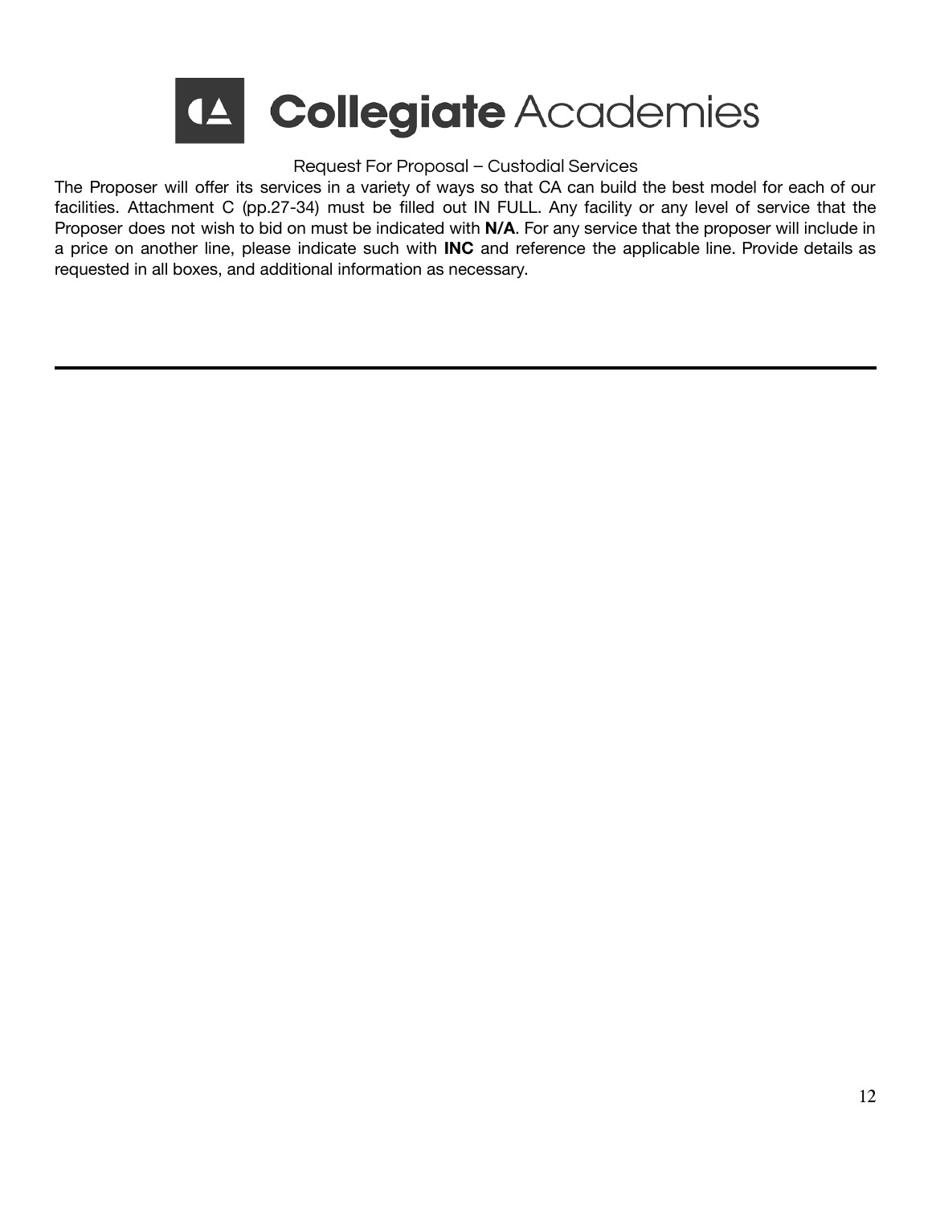The Proposer will offer its services in a variety of ways so that CA can build the best model for each of our facilities. Attachment C (pp.27-34) must be filled out IN FULL. Any facility or any level of service that the Proposer does not wish to bid on must be indicated with **N/A**. For any service that the proposer will include in a price on another line, please indicate such with **INC** and reference the applicable line. Provide details as requested in all boxes, and additional information as necessary.

---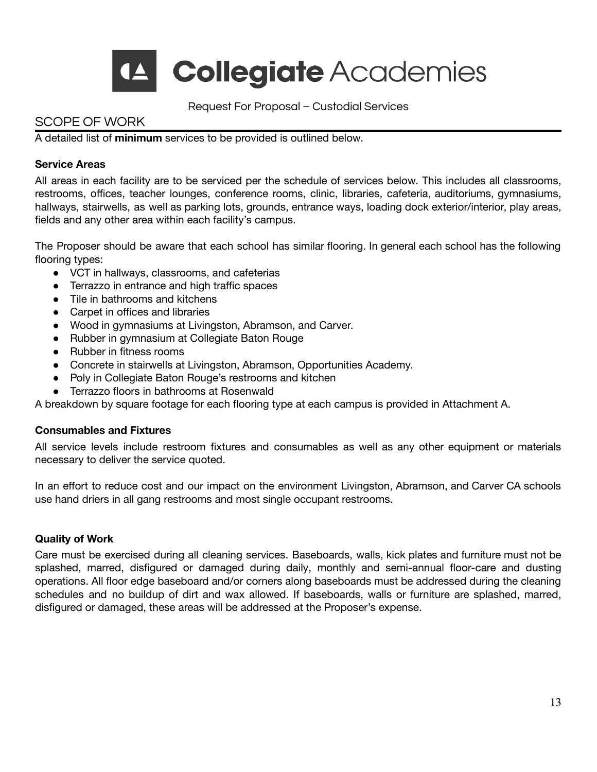# Collegiate Academies

Request For Proposal – Custodial Services

## SCOPE OF WORK

A detailed list of **minimum** services to be provided is outlined below.

### Service Areas

All areas in each facility are to be serviced per the schedule of services below. This includes all classrooms, restrooms, offices, teacher lounges, conference rooms, clinic, libraries, cafeteria, auditoriums, gymnasiums, hallways, stairwells, as well as parking lots, grounds, entrance ways, loading dock exterior/interior, play areas, fields and any other area within each facility's campus.

The Proposer should be aware that each school has similar flooring. In general each school has the following flooring types:

- VCT in hallways, classrooms, and cafeterias
- Terrazzo in entrance and high traffic spaces
- Tile in bathrooms and kitchens
- Carpet in offices and libraries
- Wood in gymnasiums at Livingston, Abramson, and Carver.
- Rubber in gymnasium at Collegiate Baton Rouge
- Rubber in fitness rooms
- Concrete in stairwells at Livingston, Abramson, Opportunities Academy.
- Poly in Collegiate Baton Rouge's restrooms and kitchen
- Terrazzo floors in bathrooms at Rosenwald

A breakdown by square footage for each flooring type at each campus is provided in Attachment A.

### Consumables and Fixtures

All service levels include restroom fixtures and consumables as well as any other equipment or materials necessary to deliver the service quoted.

In an effort to reduce cost and our impact on the environment Livingston, Abramson, and Carver CA schools use hand driers in all gang restrooms and most single occupant restrooms.

### Quality of Work

Care must be exercised during all cleaning services. Baseboards, walls, kick plates and furniture must not be splashed, marred, disfigured or damaged during daily, monthly and semi-annual floor-care and dusting operations. All floor edge baseboard and/or corners along baseboards must be addressed during the cleaning schedules and no buildup of dirt and wax allowed. If baseboards, walls or furniture are splashed, marred, disfigured or damaged, these areas will be addressed at the Proposer's expense.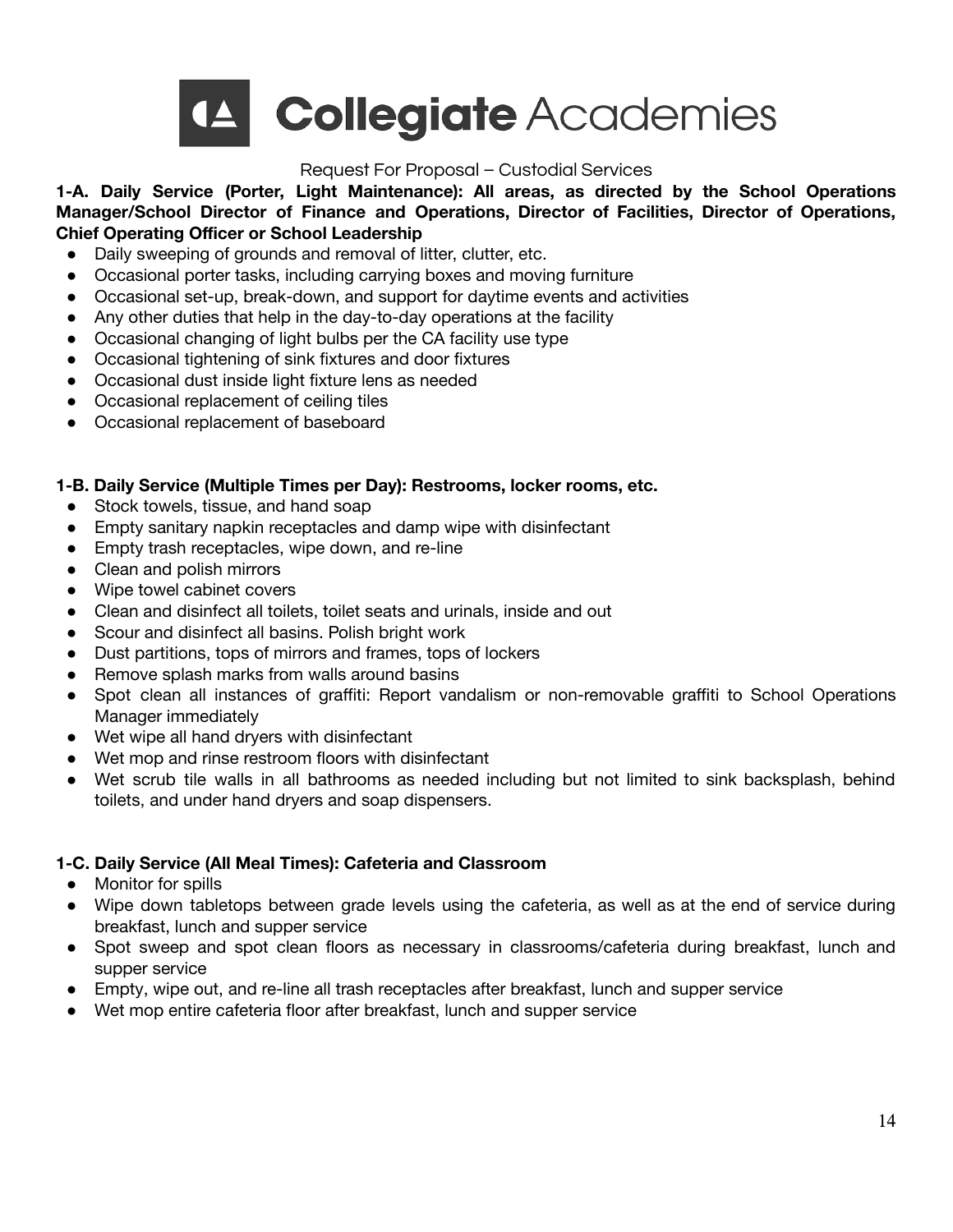**1-A. Daily Service (Porter, Light Maintenance): All areas, as directed by the School Operations Manager/School Director of Finance and Operations, Director of Facilities, Director of Operations, Chief Operating Officer or School Leadership**

- Daily sweeping of grounds and removal of litter, clutter, etc.
- Occasional porter tasks, including carrying boxes and moving furniture
- Occasional set-up, break-down, and support for daytime events and activities
- Any other duties that help in the day-to-day operations at the facility
- Occasional changing of light bulbs per the CA facility use type
- Occasional tightening of sink fixtures and door fixtures
- Occasional dust inside light fixture lens as needed
- Occasional replacement of ceiling tiles
- Occasional replacement of baseboard

**1-B. Daily Service (Multiple Times per Day): Restrooms, locker rooms, etc.**

- Stock towels, tissue, and hand soap
- Empty sanitary napkin receptacles and damp wipe with disinfectant
- Empty trash receptacles, wipe down, and re-line
- Clean and polish mirrors
- Wipe towel cabinet covers
- Clean and disinfect all toilets, toilet seats and urinals, inside and out
- Scour and disinfect all basins. Polish bright work
- Dust partitions, tops of mirrors and frames, tops of lockers
- Remove splash marks from walls around basins
- Spot clean all instances of graffiti: Report vandalism or non-removable graffiti to School Operations Manager immediately
- Wet wipe all hand dryers with disinfectant
- Wet mop and rinse restroom floors with disinfectant
- Wet scrub tile walls in all bathrooms as needed including but not limited to sink backsplash, behind toilets, and under hand dryers and soap dispensers.

**1-C. Daily Service (All Meal Times): Cafeteria and Classroom**

- Monitor for spills
- Wipe down tabletops between grade levels using the cafeteria, as well as at the end of service during breakfast, lunch and supper service
- Spot sweep and spot clean floors as necessary in classrooms/cafeteria during breakfast, lunch and supper service
- Empty, wipe out, and re-line all trash receptacles after breakfast, lunch and supper service
- Wet mop entire cafeteria floor after breakfast, lunch and supper service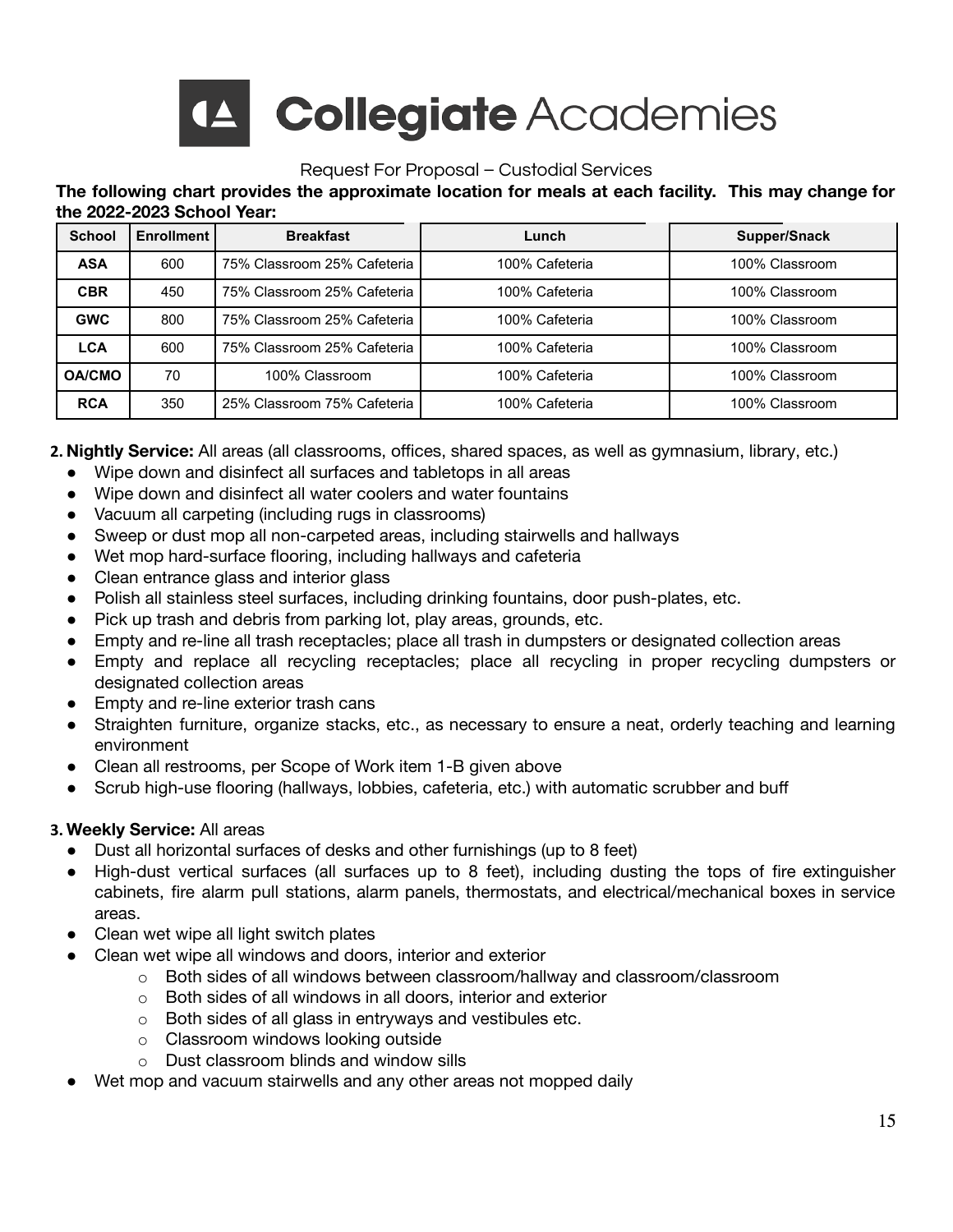# Collegiate Academies

Request For Proposal – Custodial Services

**The following chart provides the approximate location for meals at each facility. This may change for the 2022-2023 School Year:**

| School | Enrollment | Breakfast | Lunch | Supper/Snack |
|---|---|---|---|---|
| **ASA** | 600 | 75% Classroom 25% Cafeteria | 100% Cafeteria | 100% Classroom |
| **CBR** | 450 | 75% Classroom 25% Cafeteria | 100% Cafeteria | 100% Classroom |
| **GWC** | 800 | 75% Classroom 25% Cafeteria | 100% Cafeteria | 100% Classroom |
| **LCA** | 600 | 75% Classroom 25% Cafeteria | 100% Cafeteria | 100% Classroom |
| **OA/CMO** | 70 | 100% Classroom | 100% Cafeteria | 100% Classroom |
| **RCA** | 350 | 25% Classroom 75% Cafeteria | 100% Cafeteria | 100% Classroom |

**2. Nightly Service:** All areas (all classrooms, offices, shared spaces, as well as gymnasium, library, etc.)

- Wipe down and disinfect all surfaces and tabletops in all areas
- Wipe down and disinfect all water coolers and water fountains
- Vacuum all carpeting (including rugs in classrooms)
- Sweep or dust mop all non-carpeted areas, including stairwells and hallways
- Wet mop hard-surface flooring, including hallways and cafeteria
- Clean entrance glass and interior glass
- Polish all stainless steel surfaces, including drinking fountains, door push-plates, etc.
- Pick up trash and debris from parking lot, play areas, grounds, etc.
- Empty and re-line all trash receptacles; place all trash in dumpsters or designated collection areas
- Empty and replace all recycling receptacles; place all recycling in proper recycling dumpsters or designated collection areas
- Empty and re-line exterior trash cans
- Straighten furniture, organize stacks, etc., as necessary to ensure a neat, orderly teaching and learning environment
- Clean all restrooms, per Scope of Work item 1-B given above
- Scrub high-use flooring (hallways, lobbies, cafeteria, etc.) with automatic scrubber and buff

**3. Weekly Service:** All areas

- Dust all horizontal surfaces of desks and other furnishings (up to 8 feet)
- High-dust vertical surfaces (all surfaces up to 8 feet), including dusting the tops of fire extinguisher cabinets, fire alarm pull stations, alarm panels, thermostats, and electrical/mechanical boxes in service areas.
- Clean wet wipe all light switch plates
- Clean wet wipe all windows and doors, interior and exterior
  - Both sides of all windows between classroom/hallway and classroom/classroom
  - Both sides of all windows in all doors, interior and exterior
  - Both sides of all glass in entryways and vestibules etc.
  - Classroom windows looking outside
  - Dust classroom blinds and window sills
- Wet mop and vacuum stairwells and any other areas not mopped daily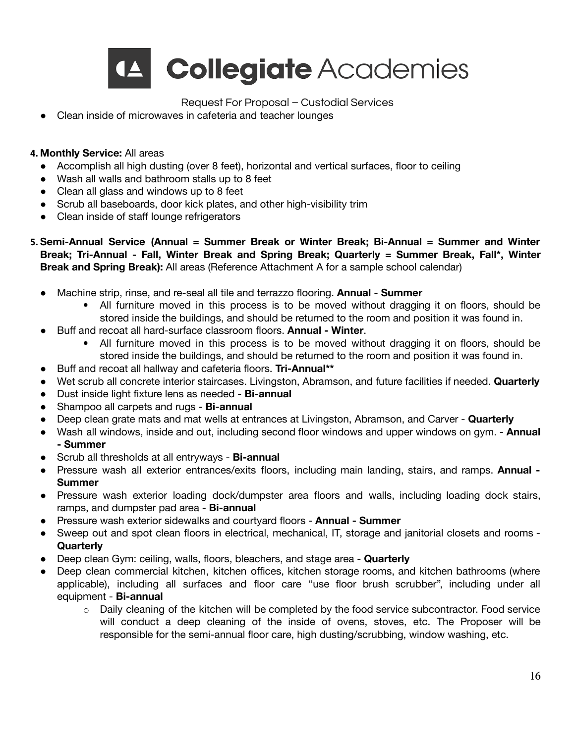- Clean inside of microwaves in cafeteria and teacher lounges

4. **Monthly Service:** All areas
   - Accomplish all high dusting (over 8 feet), horizontal and vertical surfaces, floor to ceiling
   - Wash all walls and bathroom stalls up to 8 feet
   - Clean all glass and windows up to 8 feet
   - Scrub all baseboards, door kick plates, and other high-visibility trim
   - Clean inside of staff lounge refrigerators

5. **Semi-Annual Service (Annual = Summer Break or Winter Break; Bi-Annual = Summer and Winter Break; Tri-Annual - Fall, Winter Break and Spring Break; Quarterly = Summer Break, Fall*, Winter Break and Spring Break):** All areas (Reference Attachment A for a sample school calendar)

   - Machine strip, rinse, and re-seal all tile and terrazzo flooring. **Annual - Summer**
     - All furniture moved in this process is to be moved without dragging it on floors, should be stored inside the buildings, and should be returned to the room and position it was found in.
   - Buff and recoat all hard-surface classroom floors. **Annual - Winter**.
     - All furniture moved in this process is to be moved without dragging it on floors, should be stored inside the buildings, and should be returned to the room and position it was found in.
   - Buff and recoat all hallway and cafeteria floors. **Tri-Annual****
   - Wet scrub all concrete interior staircases. Livingston, Abramson, and future facilities if needed. **Quarterly**
   - Dust inside light fixture lens as needed - **Bi-annual**
   - Shampoo all carpets and rugs - **Bi-annual**
   - Deep clean grate mats and mat wells at entrances at Livingston, Abramson, and Carver - **Quarterly**
   - Wash all windows, inside and out, including second floor windows and upper windows on gym. - **Annual - Summer**
   - Scrub all thresholds at all entryways - **Bi-annual**
   - Pressure wash all exterior entrances/exits floors, including main landing, stairs, and ramps. **Annual - Summer**
   - Pressure wash exterior loading dock/dumpster area floors and walls, including loading dock stairs, ramps, and dumpster pad area - **Bi-annual**
   - Pressure wash exterior sidewalks and courtyard floors - **Annual - Summer**
   - Sweep out and spot clean floors in electrical, mechanical, IT, storage and janitorial closets and rooms - **Quarterly**
   - Deep clean Gym: ceiling, walls, floors, bleachers, and stage area - **Quarterly**
   - Deep clean commercial kitchen, kitchen offices, kitchen storage rooms, and kitchen bathrooms (where applicable), including all surfaces and floor care "use floor brush scrubber", including under all equipment - **Bi-annual**
     - Daily cleaning of the kitchen will be completed by the food service subcontractor. Food service will conduct a deep cleaning of the inside of ovens, stoves, etc. The Proposer will be responsible for the semi-annual floor care, high dusting/scrubbing, window washing, etc.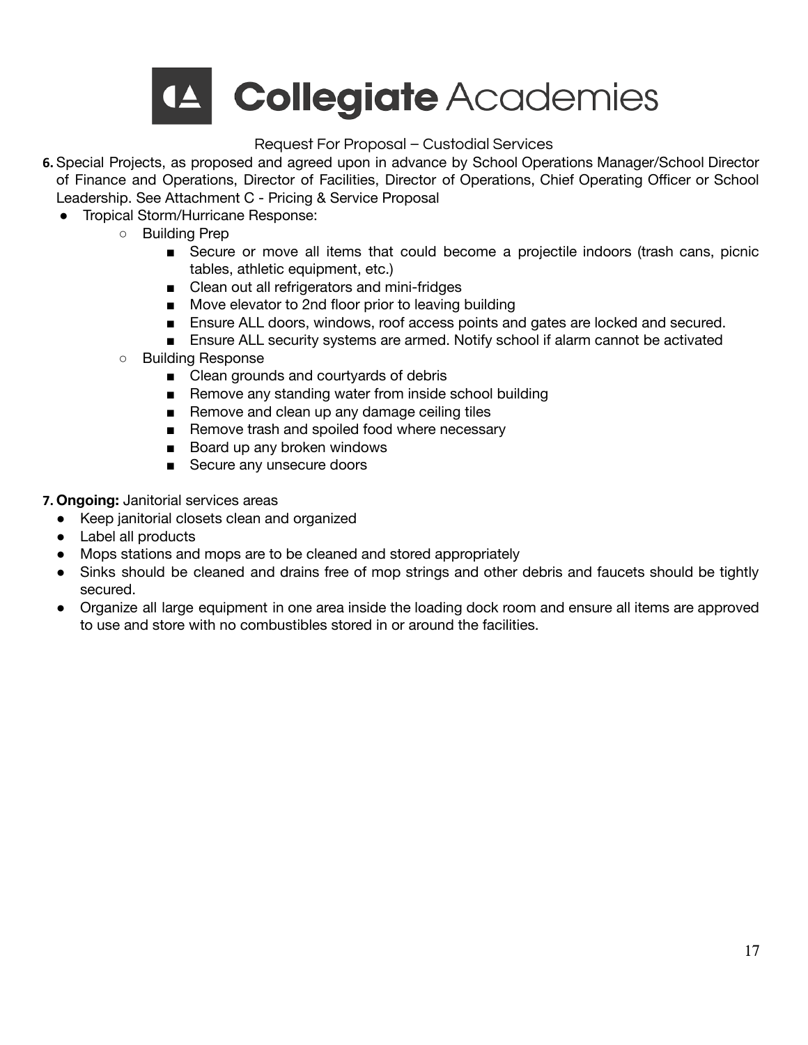6. Special Projects, as proposed and agreed upon in advance by School Operations Manager/School Director of Finance and Operations, Director of Facilities, Director of Operations, Chief Operating Officer or School Leadership. See Attachment C - Pricing & Service Proposal
   - Tropical Storm/Hurricane Response:
     - Building Prep
       - Secure or move all items that could become a projectile indoors (trash cans, picnic tables, athletic equipment, etc.)
       - Clean out all refrigerators and mini-fridges
       - Move elevator to 2nd floor prior to leaving building
       - Ensure ALL doors, windows, roof access points and gates are locked and secured.
       - Ensure ALL security systems are armed. Notify school if alarm cannot be activated
     - Building Response
       - Clean grounds and courtyards of debris
       - Remove any standing water from inside school building
       - Remove and clean up any damage ceiling tiles
       - Remove trash and spoiled food where necessary
       - Board up any broken windows
       - Secure any unsecure doors

7. **Ongoing:** Janitorial services areas
   - Keep janitorial closets clean and organized
   - Label all products
   - Mops stations and mops are to be cleaned and stored appropriately
   - Sinks should be cleaned and drains free of mop strings and other debris and faucets should be tightly secured.
   - Organize all large equipment in one area inside the loading dock room and ensure all items are approved to use and store with no combustibles stored in or around the facilities.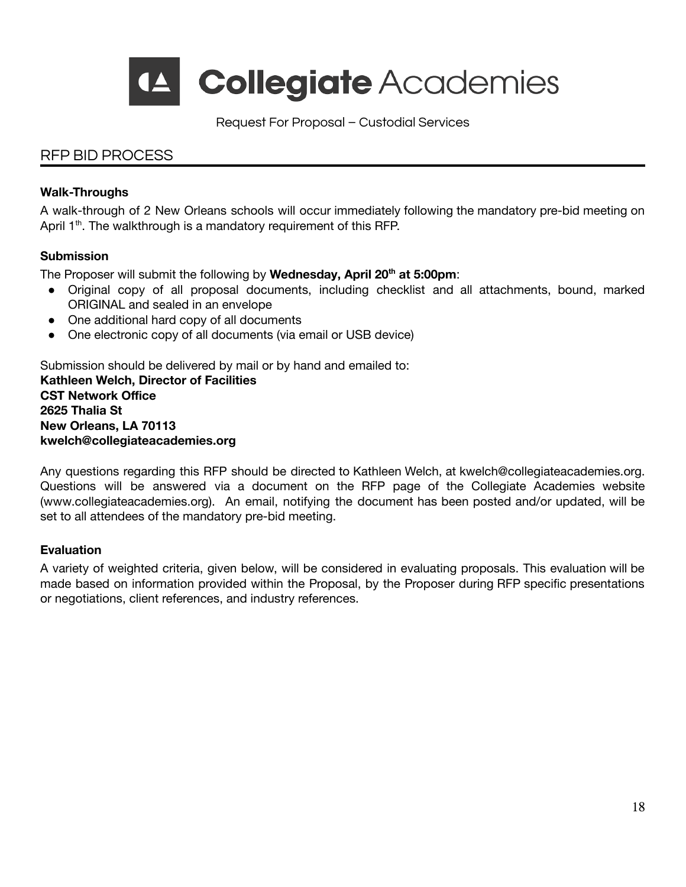# Collegiate Academies

Request For Proposal – Custodial Services

## RFP BID PROCESS

**Walk-Throughs**

A walk-through of 2 New Orleans schools will occur immediately following the mandatory pre-bid meeting on April 1th. The walkthrough is a mandatory requirement of this RFP.

**Submission**

The Proposer will submit the following by **Wednesday, April 20th at 5:00pm**:

- Original copy of all proposal documents, including checklist and all attachments, bound, marked ORIGINAL and sealed in an envelope
- One additional hard copy of all documents
- One electronic copy of all documents (via email or USB device)

Submission should be delivered by mail or by hand and emailed to:
**Kathleen Welch, Director of Facilities**
**CST Network Office**
**2625 Thalia St**
**New Orleans, LA 70113**
**kwelch@collegiateacademies.org**

Any questions regarding this RFP should be directed to Kathleen Welch, at kwelch@collegiateacademies.org. Questions will be answered via a document on the RFP page of the Collegiate Academies website (www.collegiateacademies.org). An email, notifying the document has been posted and/or updated, will be set to all attendees of the mandatory pre-bid meeting.

**Evaluation**

A variety of weighted criteria, given below, will be considered in evaluating proposals. This evaluation will be made based on information provided within the Proposal, by the Proposer during RFP specific presentations or negotiations, client references, and industry references.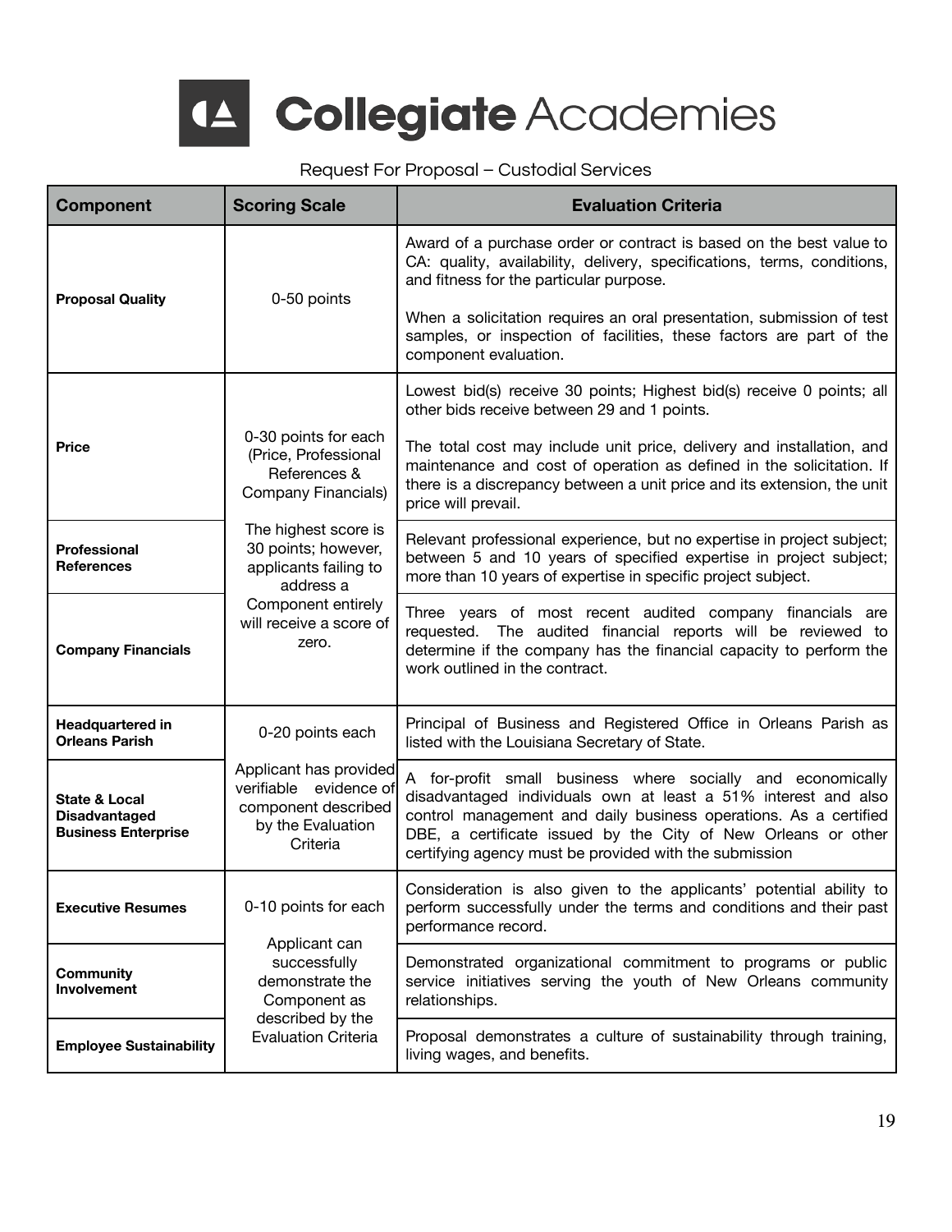Request For Proposal – Custodial Services

| Component | Scoring Scale | Evaluation Criteria |
|---|---|---|
| **Proposal Quality** | 0-50 points | Award of a purchase order or contract is based on the best value to CA: quality, availability, delivery, specifications, terms, conditions, and fitness for the particular purpose.<br><br>When a solicitation requires an oral presentation, submission of test samples, or inspection of facilities, these factors are part of the component evaluation. |
| **Price** | 0-30 points for each (Price, Professional References & Company Financials)<br><br>The highest score is 30 points; however, applicants failing to address a Component entirely will receive a score of zero. | Lowest bid(s) receive 30 points; Highest bid(s) receive 0 points; all other bids receive between 29 and 1 points.<br><br>The total cost may include unit price, delivery and installation, and maintenance and cost of operation as defined in the solicitation. If there is a discrepancy between a unit price and its extension, the unit price will prevail. |
| **Professional References** | | Relevant professional experience, but no expertise in project subject; between 5 and 10 years of specified expertise in project subject; more than 10 years of expertise in specific project subject. |
| **Company Financials** | | Three years of most recent audited company financials are requested. The audited financial reports will be reviewed to determine if the company has the financial capacity to perform the work outlined in the contract. |
| **Headquartered in Orleans Parish** | 0-20 points each<br><br>Applicant has provided verifiable evidence of component described by the Evaluation Criteria | Principal of Business and Registered Office in Orleans Parish as listed with the Louisiana Secretary of State. |
| **State & Local Disadvantaged Business Enterprise** | | A for-profit small business where socially and economically disadvantaged individuals own at least a 51% interest and also control management and daily business operations. As a certified DBE, a certificate issued by the City of New Orleans or other certifying agency must be provided with the submission |
| **Executive Resumes** | 0-10 points for each<br><br>Applicant can successfully demonstrate the Component as described by the Evaluation Criteria | Consideration is also given to the applicants' potential ability to perform successfully under the terms and conditions and their past performance record. |
| **Community Involvement** | | Demonstrated organizational commitment to programs or public service initiatives serving the youth of New Orleans community relationships. |
| **Employee Sustainability** | | Proposal demonstrates a culture of sustainability through training, living wages, and benefits. |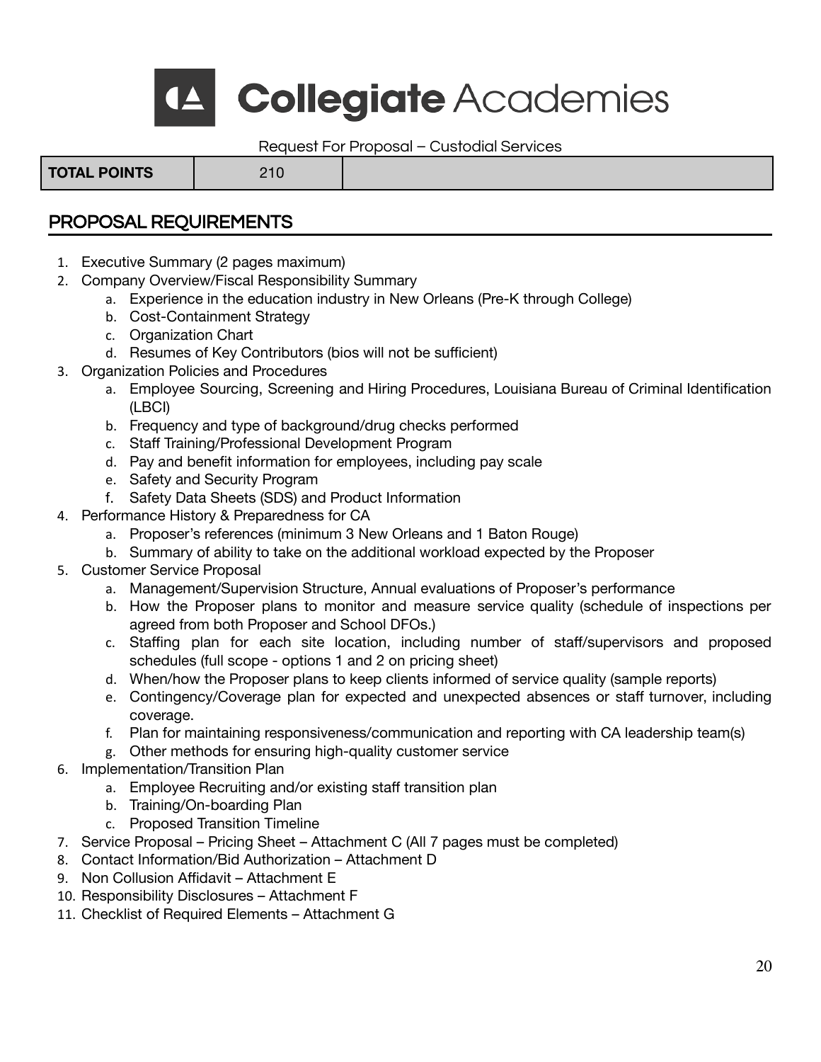Request For Proposal – Custodial Services

| TOTAL POINTS | 210 | |
|---|---|---|

## PROPOSAL REQUIREMENTS

1. Executive Summary (2 pages maximum)
2. Company Overview/Fiscal Responsibility Summary
   a. Experience in the education industry in New Orleans (Pre-K through College)
   b. Cost-Containment Strategy
   c. Organization Chart
   d. Resumes of Key Contributors (bios will not be sufficient)
3. Organization Policies and Procedures
   a. Employee Sourcing, Screening and Hiring Procedures, Louisiana Bureau of Criminal Identification (LBCI)
   b. Frequency and type of background/drug checks performed
   c. Staff Training/Professional Development Program
   d. Pay and benefit information for employees, including pay scale
   e. Safety and Security Program
   f. Safety Data Sheets (SDS) and Product Information
4. Performance History & Preparedness for CA
   a. Proposer's references (minimum 3 New Orleans and 1 Baton Rouge)
   b. Summary of ability to take on the additional workload expected by the Proposer
5. Customer Service Proposal
   a. Management/Supervision Structure, Annual evaluations of Proposer's performance
   b. How the Proposer plans to monitor and measure service quality (schedule of inspections per agreed from both Proposer and School DFOs.)
   c. Staffing plan for each site location, including number of staff/supervisors and proposed schedules (full scope - options 1 and 2 on pricing sheet)
   d. When/how the Proposer plans to keep clients informed of service quality (sample reports)
   e. Contingency/Coverage plan for expected and unexpected absences or staff turnover, including coverage.
   f. Plan for maintaining responsiveness/communication and reporting with CA leadership team(s)
   g. Other methods for ensuring high-quality customer service
6. Implementation/Transition Plan
   a. Employee Recruiting and/or existing staff transition plan
   b. Training/On-boarding Plan
   c. Proposed Transition Timeline
7. Service Proposal – Pricing Sheet – Attachment C (All 7 pages must be completed)
8. Contact Information/Bid Authorization – Attachment D
9. Non Collusion Affidavit – Attachment E
10. Responsibility Disclosures – Attachment F
11. Checklist of Required Elements – Attachment G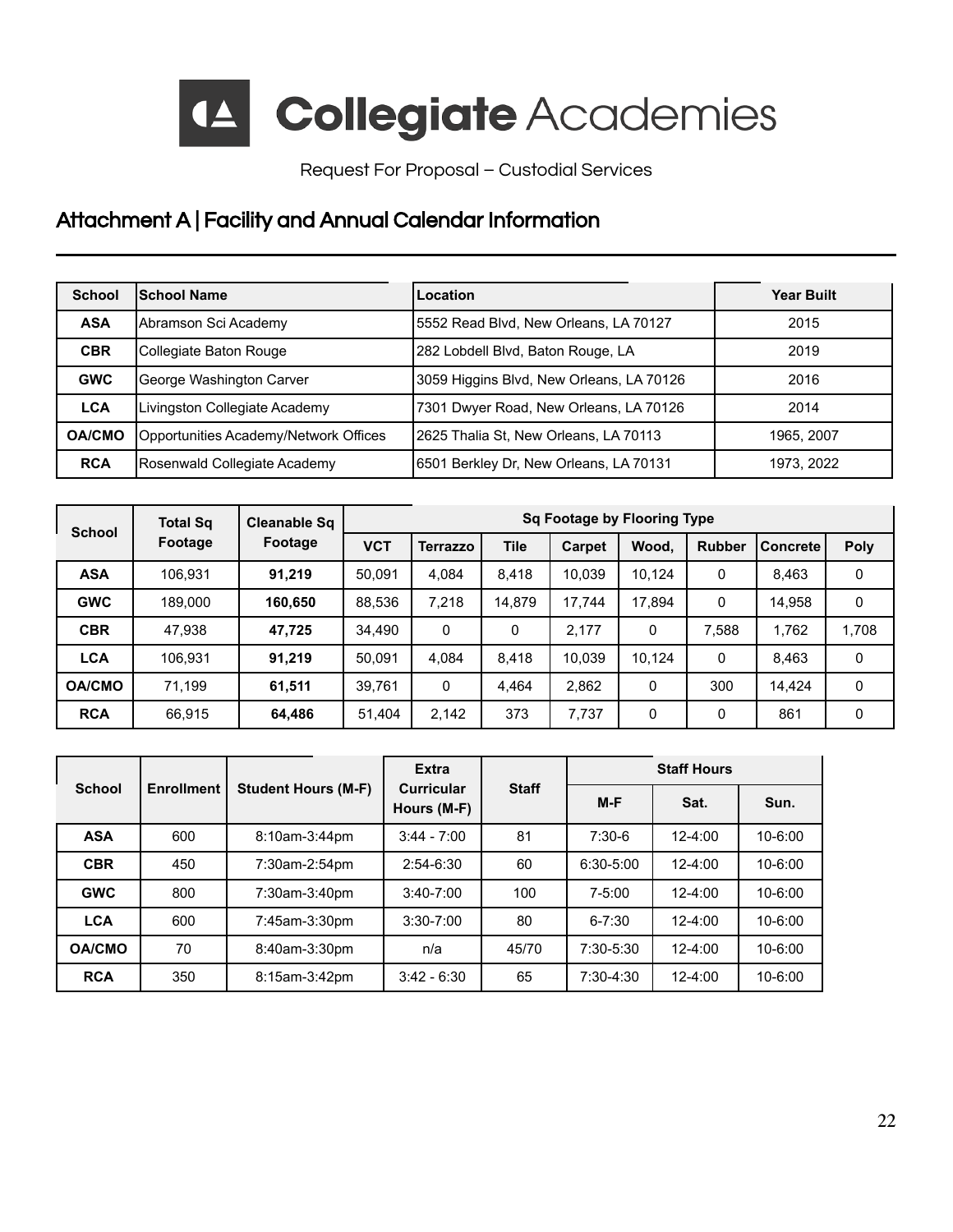# Collegiate Academies

Request For Proposal – Custodial Services

## Attachment A | Facility and Annual Calendar Information

| School | School Name | Location | Year Built |
|---|---|---|---|
| **ASA** | Abramson Sci Academy | 5552 Read Blvd, New Orleans, LA 70127 | 2015 |
| **CBR** | Collegiate Baton Rouge | 282 Lobdell Blvd, Baton Rouge, LA | 2019 |
| **GWC** | George Washington Carver | 3059 Higgins Blvd, New Orleans, LA 70126 | 2016 |
| **LCA** | Livingston Collegiate Academy | 7301 Dwyer Road, New Orleans, LA 70126 | 2014 |
| **OA/CMO** | Opportunities Academy/Network Offices | 2625 Thalia St, New Orleans, LA 70113 | 1965, 2007 |
| **RCA** | Rosenwald Collegiate Academy | 6501 Berkley Dr, New Orleans, LA 70131 | 1973, 2022 |

| School | Total Sq Footage | Cleanable Sq Footage | Sq Footage by Flooring Type | | | | | | | |
|---|---|---|---|---|---|---|---|---|---|---|
| | | | VCT | Terrazzo | Tile | Carpet | Wood, | Rubber | Concrete | Poly |
| **ASA** | 106,931 | **91,219** | 50,091 | 4,084 | 8,418 | 10,039 | 10,124 | 0 | 8,463 | 0 |
| **GWC** | 189,000 | **160,650** | 88,536 | 7,218 | 14,879 | 17,744 | 17,894 | 0 | 14,958 | 0 |
| **CBR** | 47,938 | **47,725** | 34,490 | 0 | 0 | 2,177 | 0 | 7,588 | 1,762 | 1,708 |
| **LCA** | 106,931 | **91,219** | 50,091 | 4,084 | 8,418 | 10,039 | 10,124 | 0 | 8,463 | 0 |
| **OA/CMO** | 71,199 | **61,511** | 39,761 | 0 | 4,464 | 2,862 | 0 | 300 | 14,424 | 0 |
| **RCA** | 66,915 | **64,486** | 51,404 | 2,142 | 373 | 7,737 | 0 | 0 | 861 | 0 |

| School | Enrollment | Student Hours (M-F) | Extra Curricular Hours (M-F) | Staff | Staff Hours | | |
|---|---|---|---|---|---|---|---|
| | | | | | M-F | Sat. | Sun. |
| **ASA** | 600 | 8:10am-3:44pm | 3:44 - 7:00 | 81 | 7:30-6 | 12-4:00 | 10-6:00 |
| **CBR** | 450 | 7:30am-2:54pm | 2:54-6:30 | 60 | 6:30-5:00 | 12-4:00 | 10-6:00 |
| **GWC** | 800 | 7:30am-3:40pm | 3:40-7:00 | 100 | 7-5:00 | 12-4:00 | 10-6:00 |
| **LCA** | 600 | 7:45am-3:30pm | 3:30-7:00 | 80 | 6-7:30 | 12-4:00 | 10-6:00 |
| **OA/CMO** | 70 | 8:40am-3:30pm | n/a | 45/70 | 7:30-5:30 | 12-4:00 | 10-6:00 |
| **RCA** | 350 | 8:15am-3:42pm | 3:42 - 6:30 | 65 | 7:30-4:30 | 12-4:00 | 10-6:00 |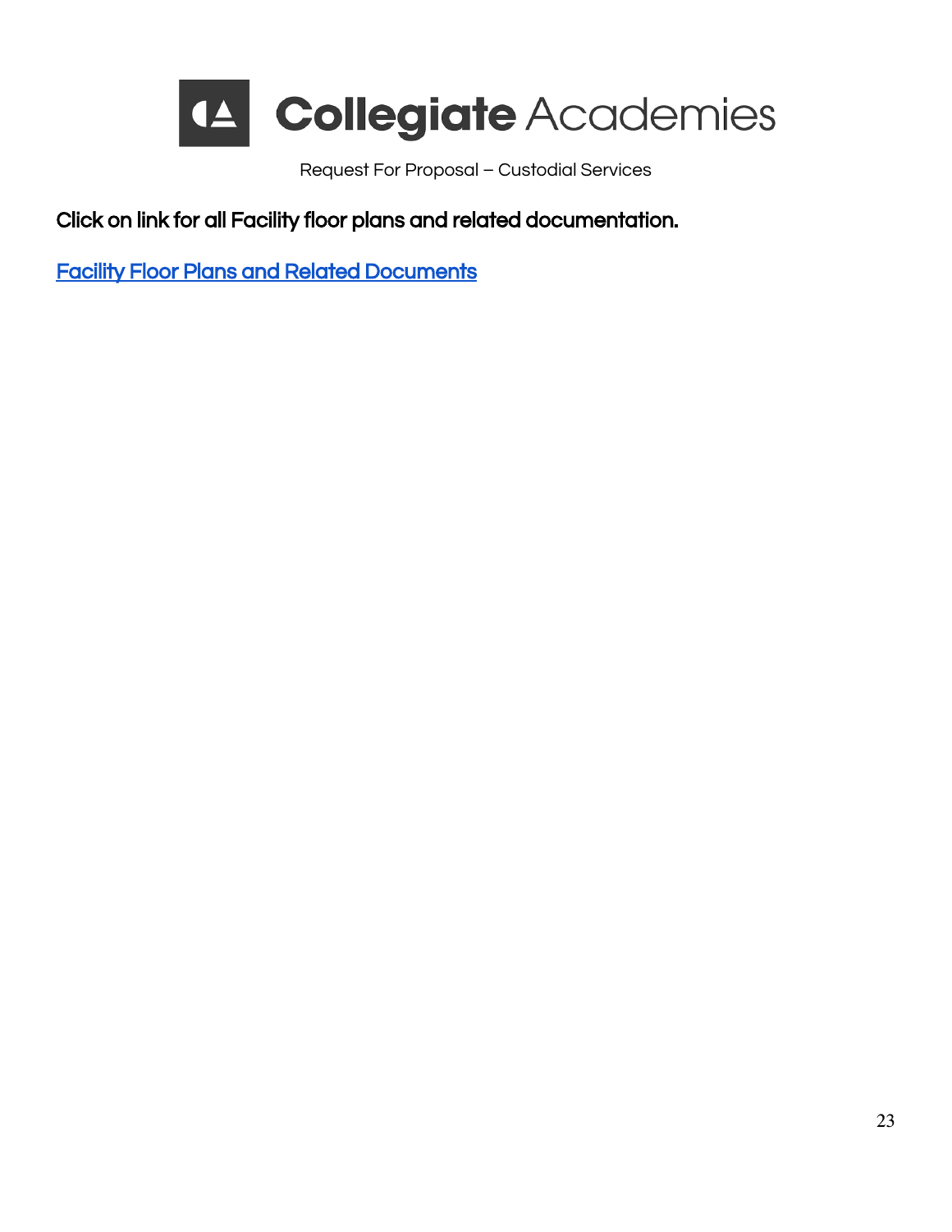**Click on link for all Facility floor plans and related documentation.**

Facility Floor Plans and Related Documents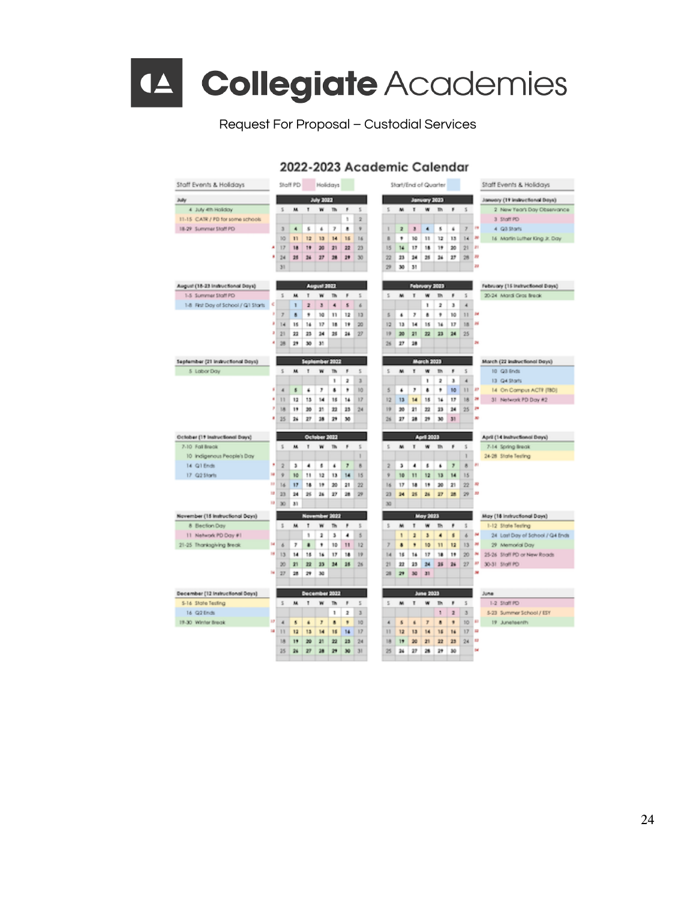Collegiate Academies

Request For Proposal – Custodial Services

## 2022-2023 Academic Calendar

Legend: Staff PD | Holidays | Start/End of Quarter

### Staff Events & Holidays

**July**
- 4 July 4th Holiday
- 11-15 CATR / PD for some schools
- 18-29 Summer Staff PD

**August (18-23 Instructional Days)**
- 1-5 Summer Staff PD
- 1-8 First Day of School / Q1 Starts

**September (21 Instructional Days)**
- 5 Labor Day

**October (19 Instructional Days)**
- 7-10 Fall Break
- 10 Indigenous People's Day
- 14 Q1 Ends
- 17 Q2 Starts

**November (18 Instructional Days)**
- 8 Election Day
- 11 Network PD Day #1
- 21-25 Thanksgiving Break

**December (12 Instructional Days)**
- 5-16 State Testing
- 16 Q2 Ends
- 19-30 Winter Break

**January (19 Instructional Days)**
- 2 New Year's Day Observance
- 3 Staff PD
- 4 Q3 Starts
- 16 Martin Luther King Jr. Day

**February (15 Instructional Days)**
- 20-24 Mardi Gras Break

**March (22 Instructional Days)**
- 10 Q3 Ends
- 13 Q4 Starts
- 14 On Campus ACT® (TBD)
- 31 Network PD Day #2

**April (14 Instructional Days)**
- 7-14 Spring Break
- 24-28 State Testing

**May (18 Instructional Days)**
- 1-12 State Testing
- 24 Last Day of School / Q4 Ends
- 29 Memorial Day
- 25-26 Staff PD or New Roads
- 30-31 Staff PD

**June**
- 1-2 Staff PD
- 5-23 Summer School / ESY
- 19 Juneteenth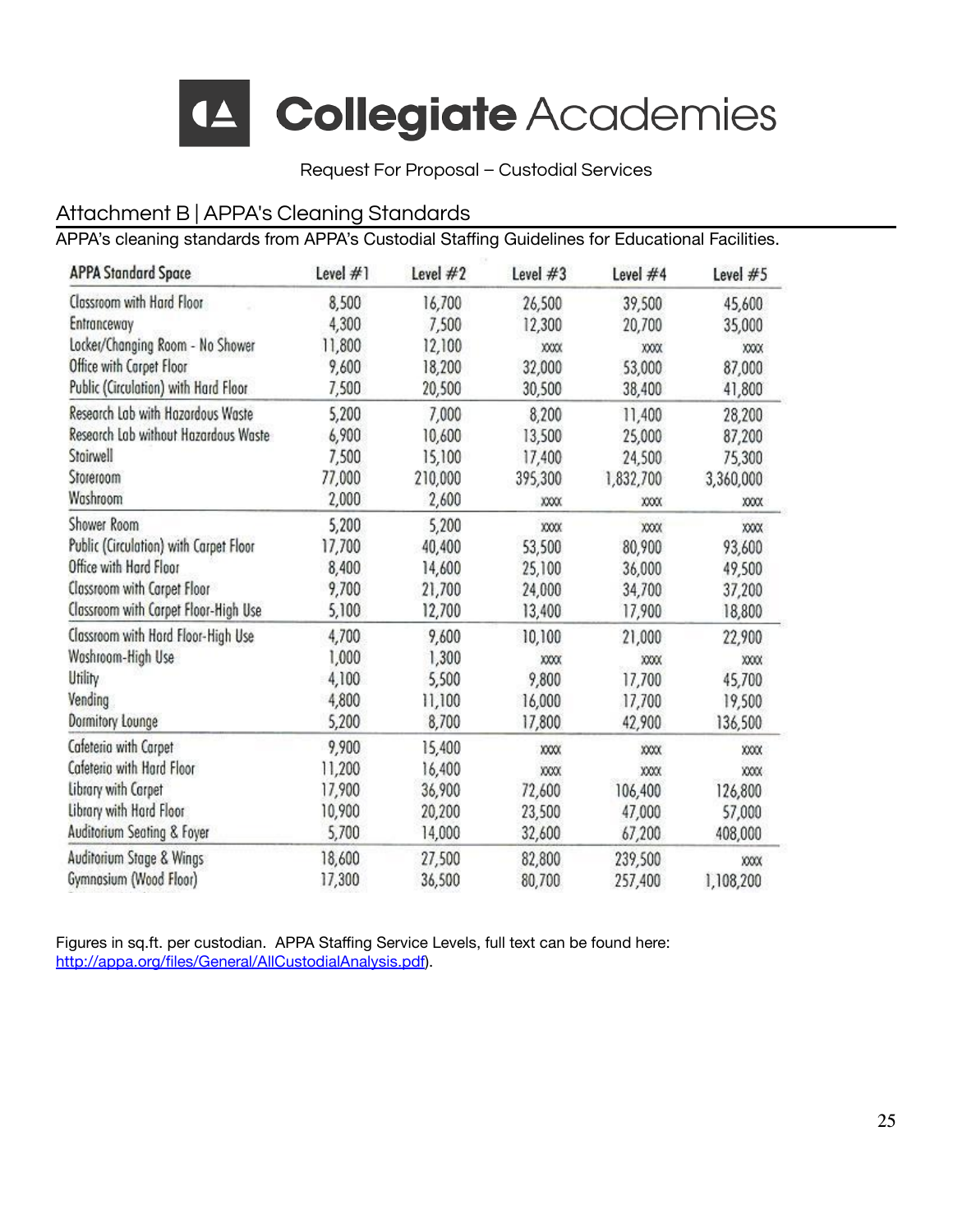Request For Proposal – Custodial Services

## Attachment B | APPA's Cleaning Standards

APPA's cleaning standards from APPA's Custodial Staffing Guidelines for Educational Facilities.

| APPA Standard Space | Level #1 | Level #2 | Level #3 | Level #4 | Level #5 |
|---|---|---|---|---|---|
| Classroom with Hard Floor | 8,500 | 16,700 | 26,500 | 39,500 | 45,600 |
| Entranceway | 4,300 | 7,500 | 12,300 | 20,700 | 35,000 |
| Locker/Changing Room - No Shower | 11,800 | 12,100 | xxxx | xxxx | xxxx |
| Office with Carpet Floor | 9,600 | 18,200 | 32,000 | 53,000 | 87,000 |
| Public (Circulation) with Hard Floor | 7,500 | 20,500 | 30,500 | 38,400 | 41,800 |
| Research Lab with Hazardous Waste | 5,200 | 7,000 | 8,200 | 11,400 | 28,200 |
| Research Lab without Hazardous Waste | 6,900 | 10,600 | 13,500 | 25,000 | 87,200 |
| Stairwell | 7,500 | 15,100 | 17,400 | 24,500 | 75,300 |
| Storeroom | 77,000 | 210,000 | 395,300 | 1,832,700 | 3,360,000 |
| Washroom | 2,000 | 2,600 | xxxx | xxxx | xxxx |
| Shower Room | 5,200 | 5,200 | xxxx | xxxx | xxxx |
| Public (Circulation) with Carpet Floor | 17,700 | 40,400 | 53,500 | 80,900 | 93,600 |
| Office with Hard Floor | 8,400 | 14,600 | 25,100 | 36,000 | 49,500 |
| Classroom with Carpet Floor | 9,700 | 21,700 | 24,000 | 34,700 | 37,200 |
| Classroom with Carpet Floor-High Use | 5,100 | 12,700 | 13,400 | 17,900 | 18,800 |
| Classroom with Hard Floor-High Use | 4,700 | 9,600 | 10,100 | 21,000 | 22,900 |
| Washroom-High Use | 1,000 | 1,300 | xxxx | xxxx | xxxx |
| Utility | 4,100 | 5,500 | 9,800 | 17,700 | 45,700 |
| Vending | 4,800 | 11,100 | 16,000 | 17,700 | 19,500 |
| Dormitory Lounge | 5,200 | 8,700 | 17,800 | 42,900 | 136,500 |
| Cafeteria with Carpet | 9,900 | 15,400 | xxxx | xxxx | xxxx |
| Cafeteria with Hard Floor | 11,200 | 16,400 | xxxx | xxxx | xxxx |
| Library with Carpet | 17,900 | 36,900 | 72,600 | 106,400 | 126,800 |
| Library with Hard Floor | 10,900 | 20,200 | 23,500 | 47,000 | 57,000 |
| Auditorium Seating & Foyer | 5,700 | 14,000 | 32,600 | 67,200 | 408,000 |
| Auditorium Stage & Wings | 18,600 | 27,500 | 82,800 | 239,500 | xxxx |
| Gymnasium (Wood Floor) | 17,300 | 36,500 | 80,700 | 257,400 | 1,108,200 |

Figures in sq.ft. per custodian. APPA Staffing Service Levels, full text can be found here: http://appa.org/files/General/AllCustodialAnalysis.pdf).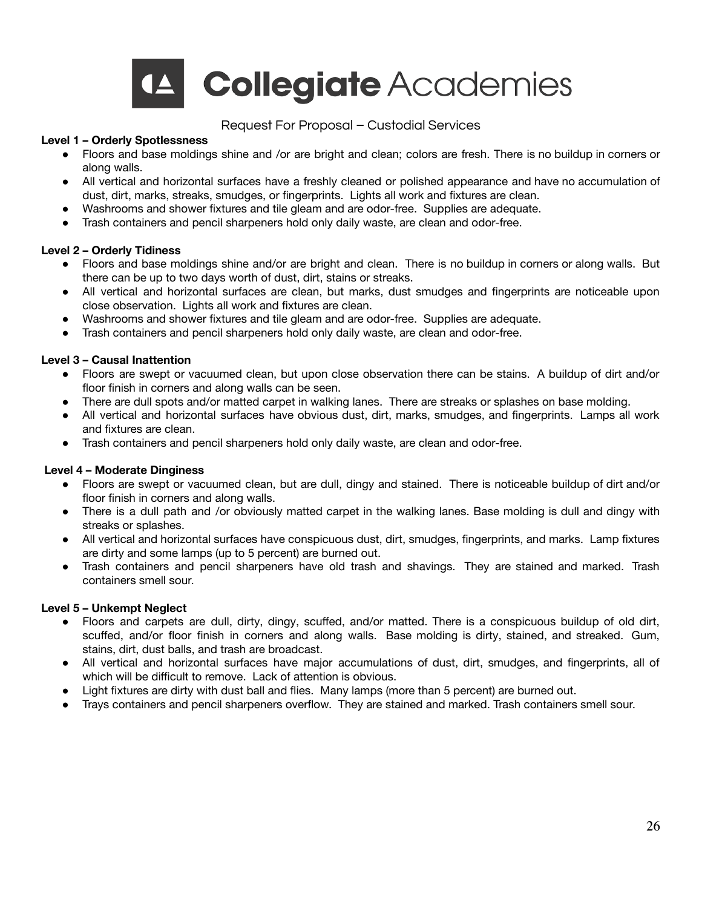Request For Proposal – Custodial Services

**Level 1 – Orderly Spotlessness**

- Floors and base moldings shine and /or are bright and clean; colors are fresh. There is no buildup in corners or along walls.
- All vertical and horizontal surfaces have a freshly cleaned or polished appearance and have no accumulation of dust, dirt, marks, streaks, smudges, or fingerprints. Lights all work and fixtures are clean.
- Washrooms and shower fixtures and tile gleam and are odor-free. Supplies are adequate.
- Trash containers and pencil sharpeners hold only daily waste, are clean and odor-free.

**Level 2 – Orderly Tidiness**

- Floors and base moldings shine and/or are bright and clean. There is no buildup in corners or along walls. But there can be up to two days worth of dust, dirt, stains or streaks.
- All vertical and horizontal surfaces are clean, but marks, dust smudges and fingerprints are noticeable upon close observation. Lights all work and fixtures are clean.
- Washrooms and shower fixtures and tile gleam and are odor-free. Supplies are adequate.
- Trash containers and pencil sharpeners hold only daily waste, are clean and odor-free.

**Level 3 – Causal Inattention**

- Floors are swept or vacuumed clean, but upon close observation there can be stains. A buildup of dirt and/or floor finish in corners and along walls can be seen.
- There are dull spots and/or matted carpet in walking lanes. There are streaks or splashes on base molding.
- All vertical and horizontal surfaces have obvious dust, dirt, marks, smudges, and fingerprints. Lamps all work and fixtures are clean.
- Trash containers and pencil sharpeners hold only daily waste, are clean and odor-free.

**Level 4 – Moderate Dinginess**

- Floors are swept or vacuumed clean, but are dull, dingy and stained. There is noticeable buildup of dirt and/or floor finish in corners and along walls.
- There is a dull path and /or obviously matted carpet in the walking lanes. Base molding is dull and dingy with streaks or splashes.
- All vertical and horizontal surfaces have conspicuous dust, dirt, smudges, fingerprints, and marks. Lamp fixtures are dirty and some lamps (up to 5 percent) are burned out.
- Trash containers and pencil sharpeners have old trash and shavings. They are stained and marked. Trash containers smell sour.

**Level 5 – Unkempt Neglect**

- Floors and carpets are dull, dirty, dingy, scuffed, and/or matted. There is a conspicuous buildup of old dirt, scuffed, and/or floor finish in corners and along walls. Base molding is dirty, stained, and streaked. Gum, stains, dirt, dust balls, and trash are broadcast.
- All vertical and horizontal surfaces have major accumulations of dust, dirt, smudges, and fingerprints, all of which will be difficult to remove. Lack of attention is obvious.
- Light fixtures are dirty with dust ball and flies. Many lamps (more than 5 percent) are burned out.
- Trays containers and pencil sharpeners overflow. They are stained and marked. Trash containers smell sour.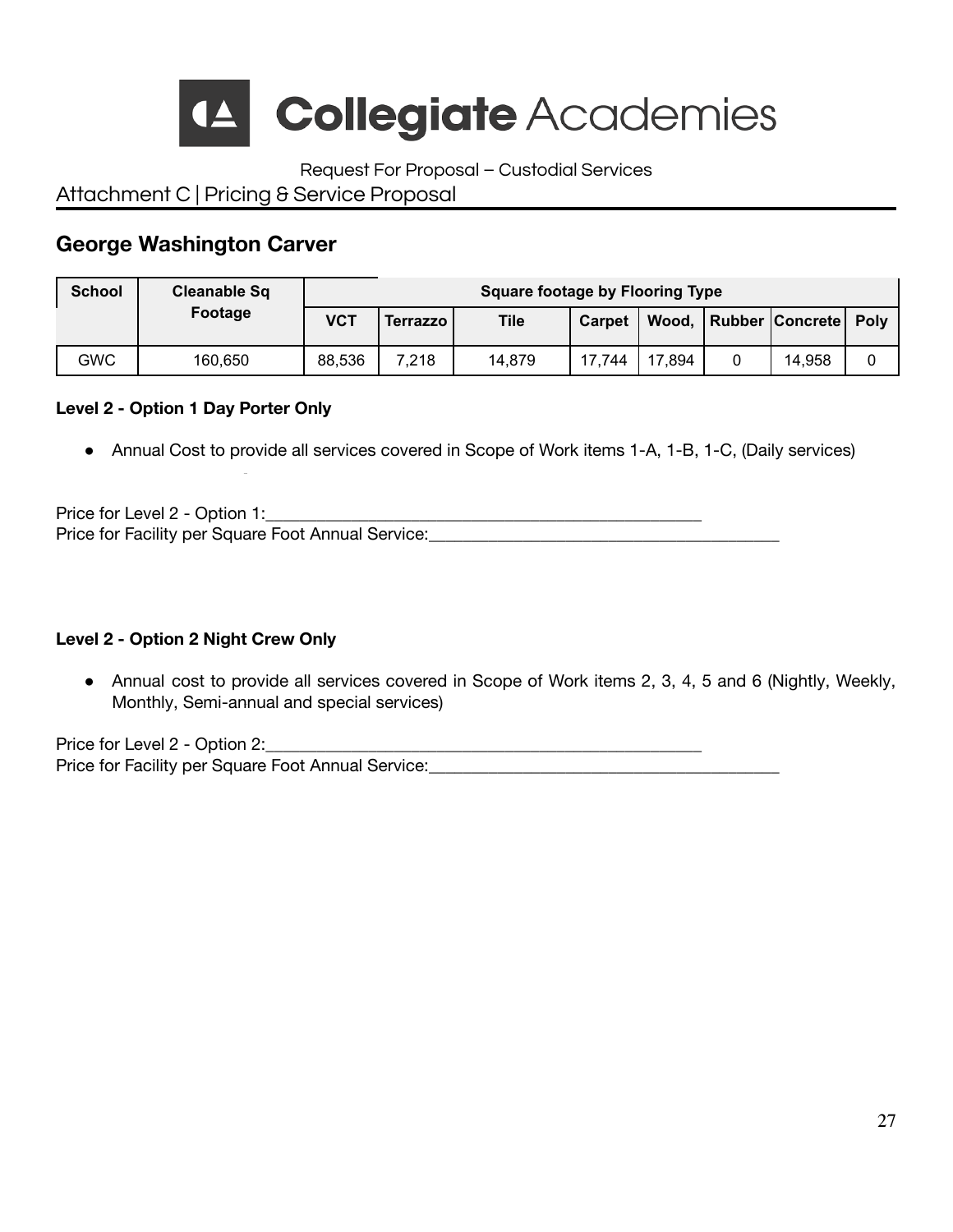Request For Proposal – Custodial Services

Attachment C | Pricing & Service Proposal

## George Washington Carver

| School | Cleanable Sq Footage | Square footage by Flooring Type | | | | | | | |
|---|---|---|---|---|---|---|---|---|---|
| | | VCT | Terrazzo | Tile | Carpet | Wood, | Rubber | Concrete | Poly |
| GWC | 160,650 | 88,536 | 7,218 | 14,879 | 17,744 | 17,894 | 0 | 14,958 | 0 |

**Level 2 - Option 1 Day Porter Only**

- Annual Cost to provide all services covered in Scope of Work items 1-A, 1-B, 1-C, (Daily services)

Price for Level 2 - Option 1:___________________________________________________

Price for Facility per Square Foot Annual Service:________________________________________

**Level 2 - Option 2 Night Crew Only**

- Annual cost to provide all services covered in Scope of Work items 2, 3, 4, 5 and 6 (Nightly, Weekly, Monthly, Semi-annual and special services)

Price for Level 2 - Option 2:___________________________________________________

Price for Facility per Square Foot Annual Service:________________________________________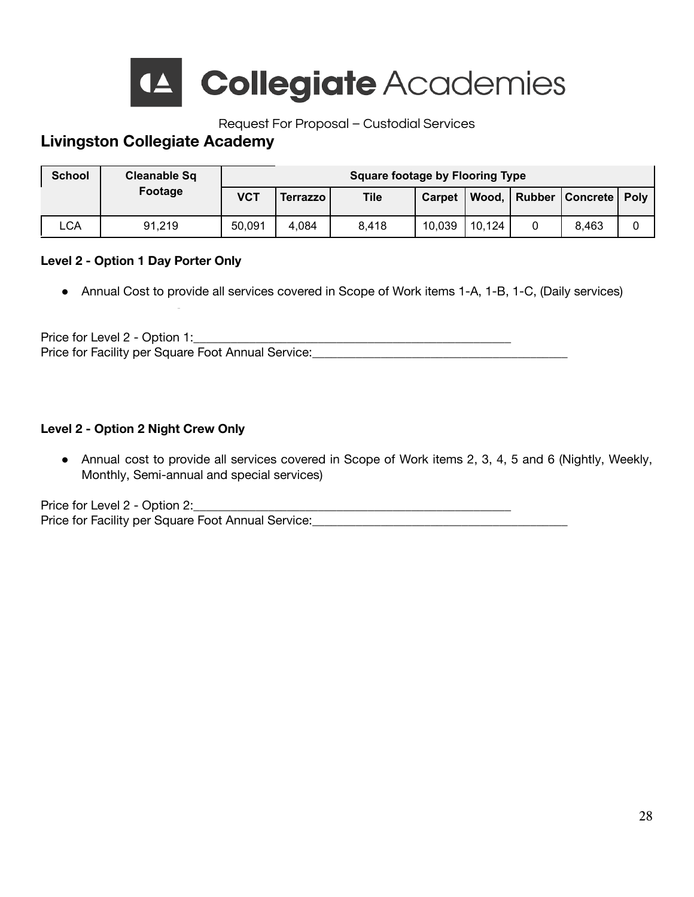Request For Proposal – Custodial Services

## Livingston Collegiate Academy

| School | Cleanable Sq Footage | Square footage by Flooring Type | | | | | | | |
|---|---|---|---|---|---|---|---|---|---|
| | | VCT | Terrazzo | Tile | Carpet | Wood, | Rubber | Concrete | Poly |
| LCA | 91,219 | 50,091 | 4,084 | 8,418 | 10,039 | 10,124 | 0 | 8,463 | 0 |

**Level 2 - Option 1 Day Porter Only**

- Annual Cost to provide all services covered in Scope of Work items 1-A, 1-B, 1-C, (Daily services)

Price for Level 2 - Option 1:___________________________________________________
Price for Facility per Square Foot Annual Service:_________________________________________

**Level 2 - Option 2 Night Crew Only**

- Annual cost to provide all services covered in Scope of Work items 2, 3, 4, 5 and 6 (Nightly, Weekly, Monthly, Semi-annual and special services)

Price for Level 2 - Option 2:___________________________________________________
Price for Facility per Square Foot Annual Service:_________________________________________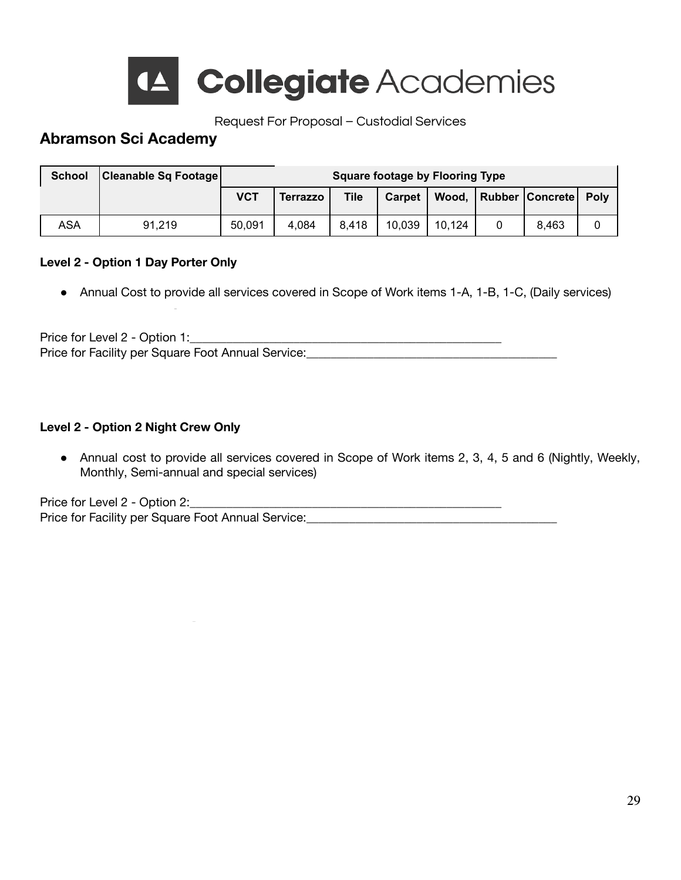Collegiate Academies

Request For Proposal – Custodial Services

## Abramson Sci Academy

| School | Cleanable Sq Footage | Square footage by Flooring Type | | | | | | | |
|---|---|---|---|---|---|---|---|---|---|
| | | VCT | Terrazzo | Tile | Carpet | Wood, | Rubber | Concrete | Poly |
| ASA | 91,219 | 50,091 | 4,084 | 8,418 | 10,039 | 10,124 | 0 | 8,463 | 0 |

**Level 2 - Option 1 Day Porter Only**

- Annual Cost to provide all services covered in Scope of Work items 1-A, 1-B, 1-C, (Daily services)

Price for Level 2 - Option 1:____________________________________________________

Price for Facility per Square Foot Annual Service:________________________________________

**Level 2 - Option 2 Night Crew Only**

- Annual cost to provide all services covered in Scope of Work items 2, 3, 4, 5 and 6 (Nightly, Weekly, Monthly, Semi-annual and special services)

Price for Level 2 - Option 2:____________________________________________________

Price for Facility per Square Foot Annual Service:________________________________________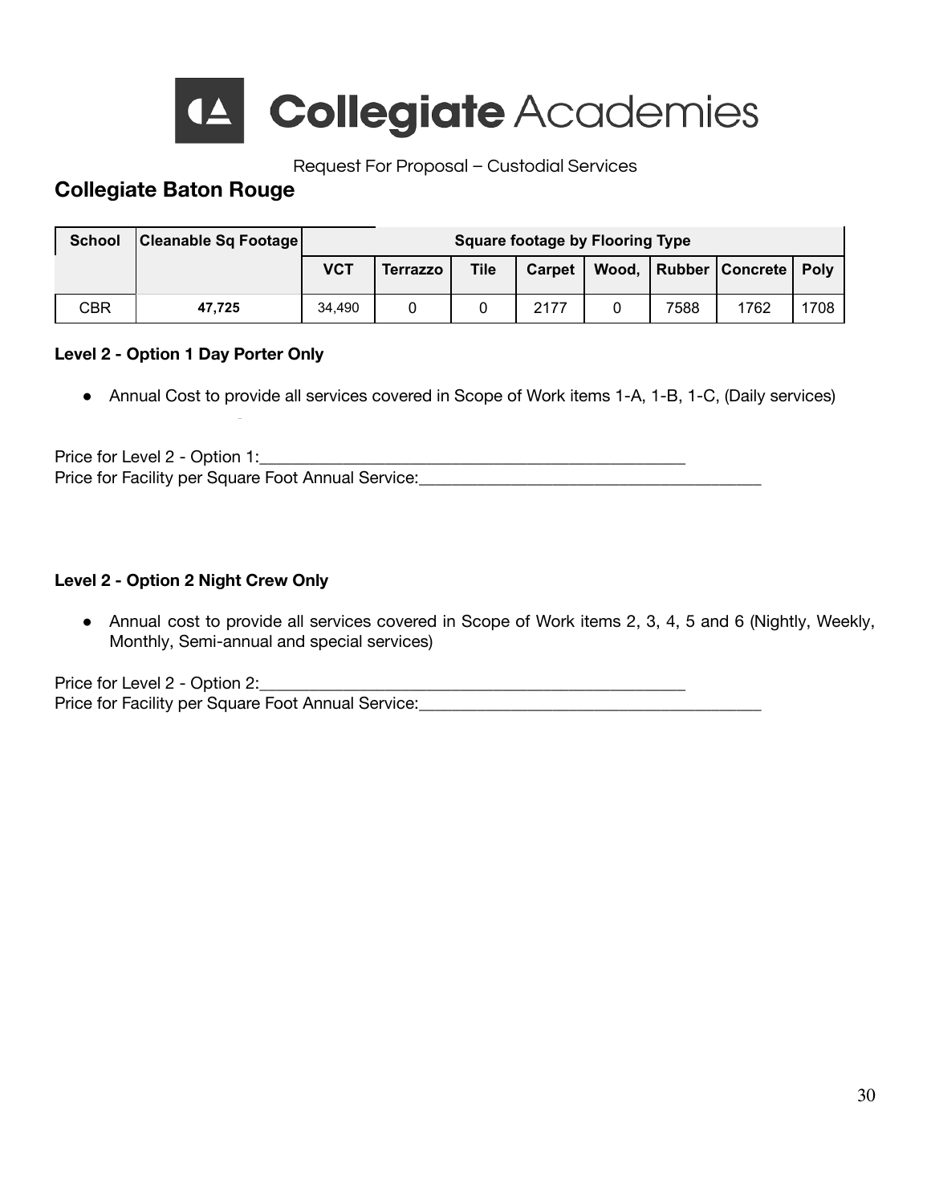# Collegiate Academies

Request For Proposal – Custodial Services

## Collegiate Baton Rouge

| School | Cleanable Sq Footage | Square footage by Flooring Type | | | | | | | |
|---|---|---|---|---|---|---|---|---|---|
| | | VCT | Terrazzo | Tile | Carpet | Wood, | Rubber | Concrete | Poly |
| CBR | **47,725** | 34,490 | 0 | 0 | 2177 | 0 | 7588 | 1762 | 1708 |

**Level 2 - Option 1 Day Porter Only**

- Annual Cost to provide all services covered in Scope of Work items 1-A, 1-B, 1-C, (Daily services)

Price for Level 2 - Option 1:___________________________________________________

Price for Facility per Square Foot Annual Service:_______________________________________

**Level 2 - Option 2 Night Crew Only**

- Annual cost to provide all services covered in Scope of Work items 2, 3, 4, 5 and 6 (Nightly, Weekly, Monthly, Semi-annual and special services)

Price for Level 2 - Option 2:___________________________________________________

Price for Facility per Square Foot Annual Service:_______________________________________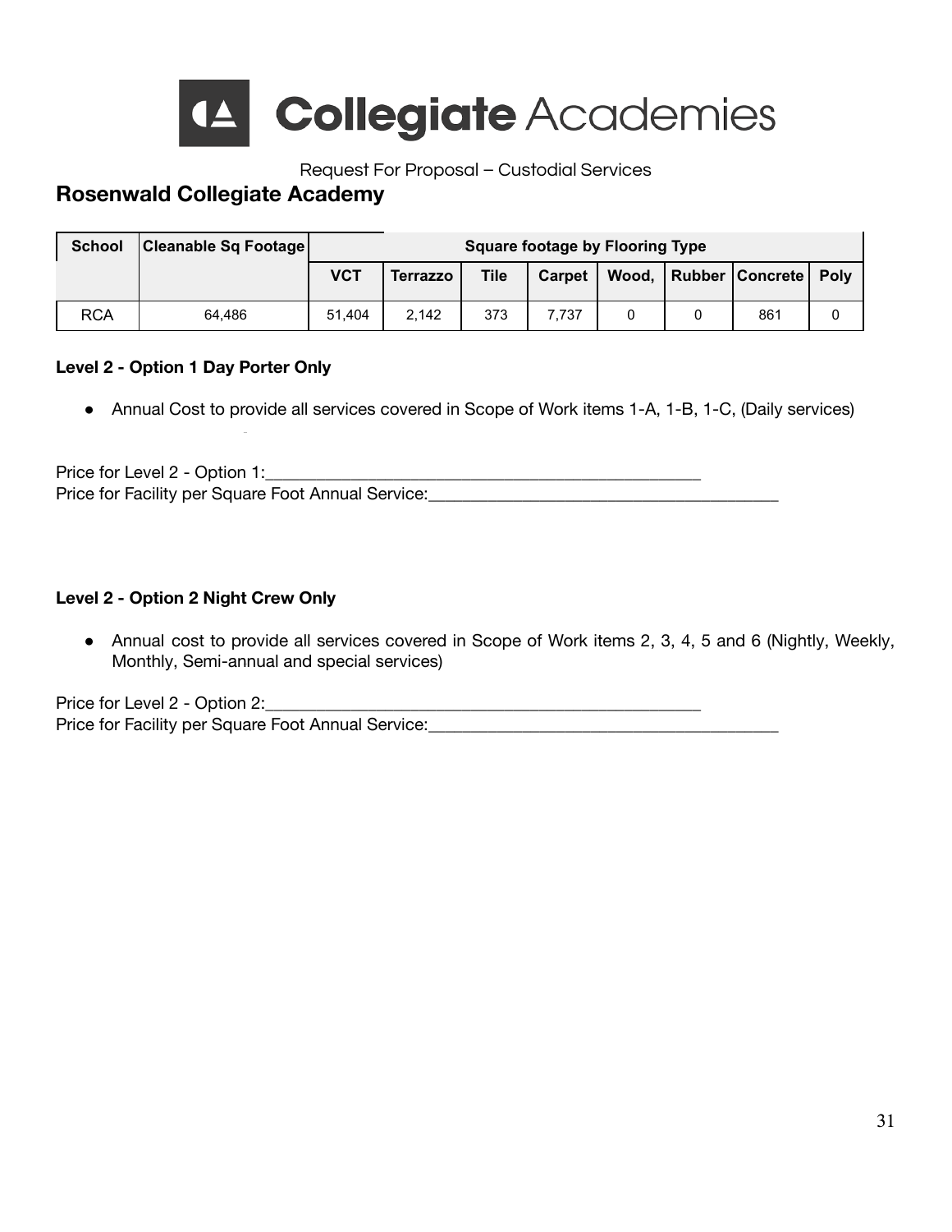Collegiate Academies

Request For Proposal – Custodial Services

## Rosenwald Collegiate Academy

| School | Cleanable Sq Footage | Square footage by Flooring Type | | | | | | | |
|---|---|---|---|---|---|---|---|---|---|
| | | VCT | Terrazzo | Tile | Carpet | Wood, | Rubber | Concrete | Poly |
| RCA | 64,486 | 51,404 | 2,142 | 373 | 7,737 | 0 | 0 | 861 | 0 |

**Level 2 - Option 1 Day Porter Only**

- Annual Cost to provide all services covered in Scope of Work items 1-A, 1-B, 1-C, (Daily services)

Price for Level 2 - Option 1:\_\_\_\_\_\_\_\_\_\_\_\_\_\_\_\_\_\_\_\_\_\_\_\_\_\_\_\_\_\_\_\_\_\_\_\_\_\_\_\_\_\_\_\_\_\_\_\_\_\_\_
Price for Facility per Square Foot Annual Service:\_\_\_\_\_\_\_\_\_\_\_\_\_\_\_\_\_\_\_\_\_\_\_\_\_\_\_\_\_\_\_\_\_\_\_\_\_\_\_\_

**Level 2 - Option 2 Night Crew Only**

- Annual cost to provide all services covered in Scope of Work items 2, 3, 4, 5 and 6 (Nightly, Weekly, Monthly, Semi-annual and special services)

Price for Level 2 - Option 2:\_\_\_\_\_\_\_\_\_\_\_\_\_\_\_\_\_\_\_\_\_\_\_\_\_\_\_\_\_\_\_\_\_\_\_\_\_\_\_\_\_\_\_\_\_\_\_\_\_\_\_
Price for Facility per Square Foot Annual Service:\_\_\_\_\_\_\_\_\_\_\_\_\_\_\_\_\_\_\_\_\_\_\_\_\_\_\_\_\_\_\_\_\_\_\_\_\_\_\_\_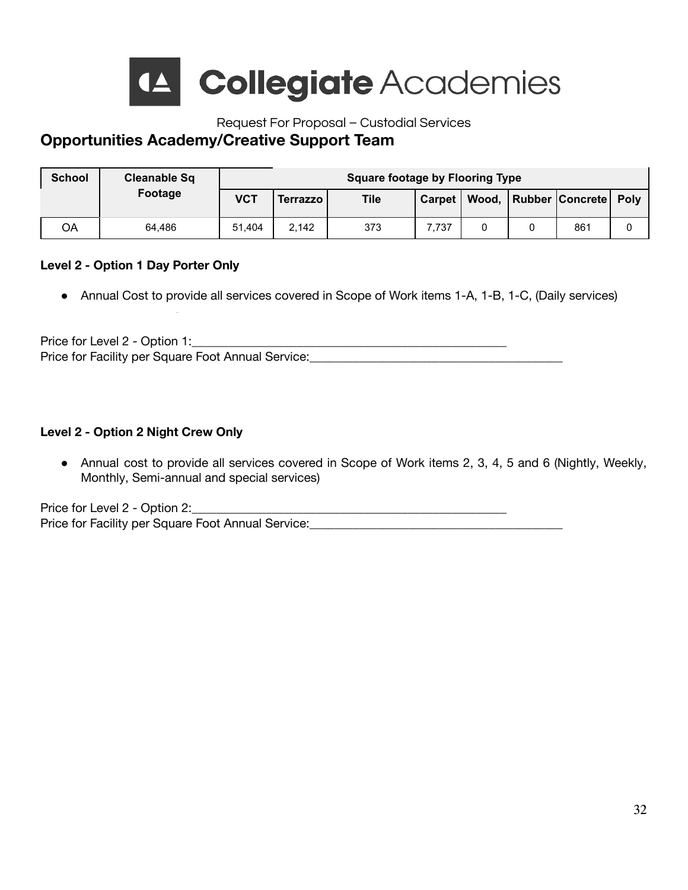# Collegiate Academies

Request For Proposal – Custodial Services

## Opportunities Academy/Creative Support Team

| School | Cleanable Sq Footage | Square footage by Flooring Type | | | | | | | |
|---|---|---|---|---|---|---|---|---|---|
| | | VCT | Terrazzo | Tile | Carpet | Wood, | Rubber | Concrete | Poly |
| OA | 64,486 | 51,404 | 2,142 | 373 | 7,737 | 0 | 0 | 861 | 0 |

**Level 2 - Option 1 Day Porter Only**

- Annual Cost to provide all services covered in Scope of Work items 1-A, 1-B, 1-C, (Daily services)

Price for Level 2 - Option 1:_____________________________________________________

Price for Facility per Square Foot Annual Service:__________________________________________

**Level 2 - Option 2 Night Crew Only**

- Annual cost to provide all services covered in Scope of Work items 2, 3, 4, 5 and 6 (Nightly, Weekly, Monthly, Semi-annual and special services)

Price for Level 2 - Option 2:_____________________________________________________

Price for Facility per Square Foot Annual Service:__________________________________________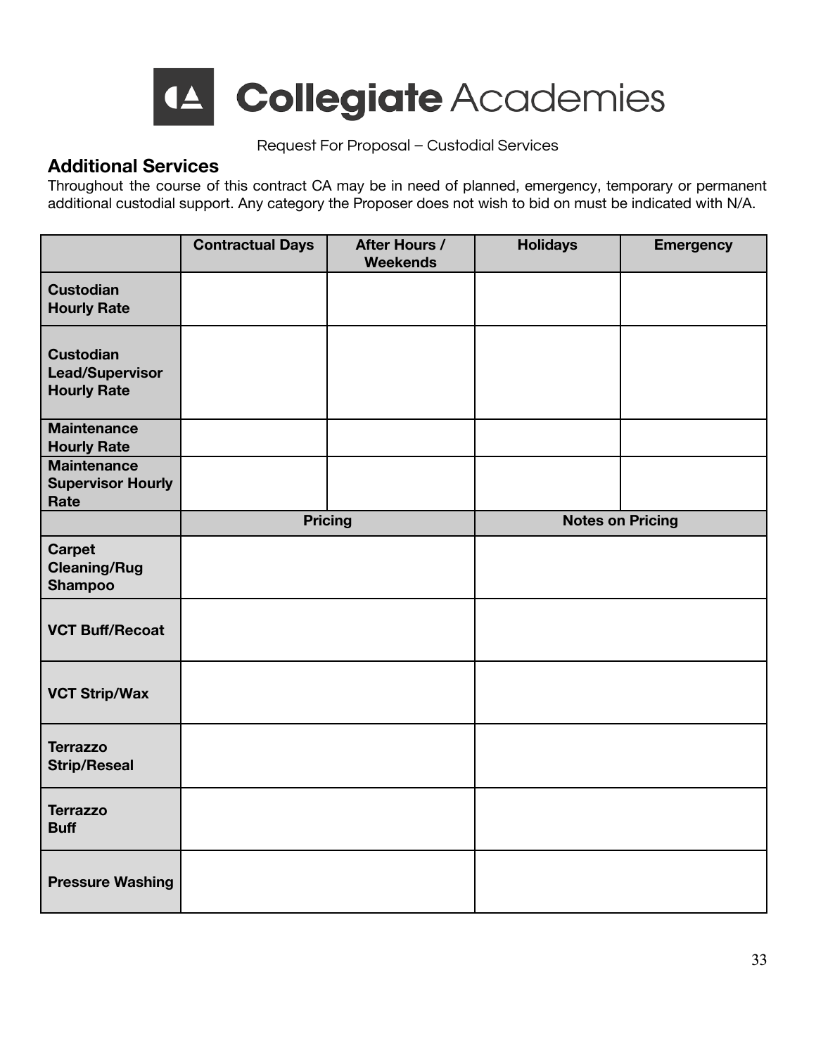# Collegiate Academies

Request For Proposal – Custodial Services

## Additional Services

Throughout the course of this contract CA may be in need of planned, emergency, temporary or permanent additional custodial support. Any category the Proposer does not wish to bid on must be indicated with N/A.

| | Contractual Days | After Hours / Weekends | Holidays | Emergency |
|---|---|---|---|---|
| **Custodian Hourly Rate** | | | | |
| **Custodian Lead/Supervisor Hourly Rate** | | | | |
| **Maintenance Hourly Rate** | | | | |
| **Maintenance Supervisor Hourly Rate** | | | | |
| | **Pricing** | | **Notes on Pricing** | |
| **Carpet Cleaning/Rug Shampoo** | | | | |
| **VCT Buff/Recoat** | | | | |
| **VCT Strip/Wax** | | | | |
| **Terrazzo Strip/Reseal** | | | | |
| **Terrazzo Buff** | | | | |
| **Pressure Washing** | | | | |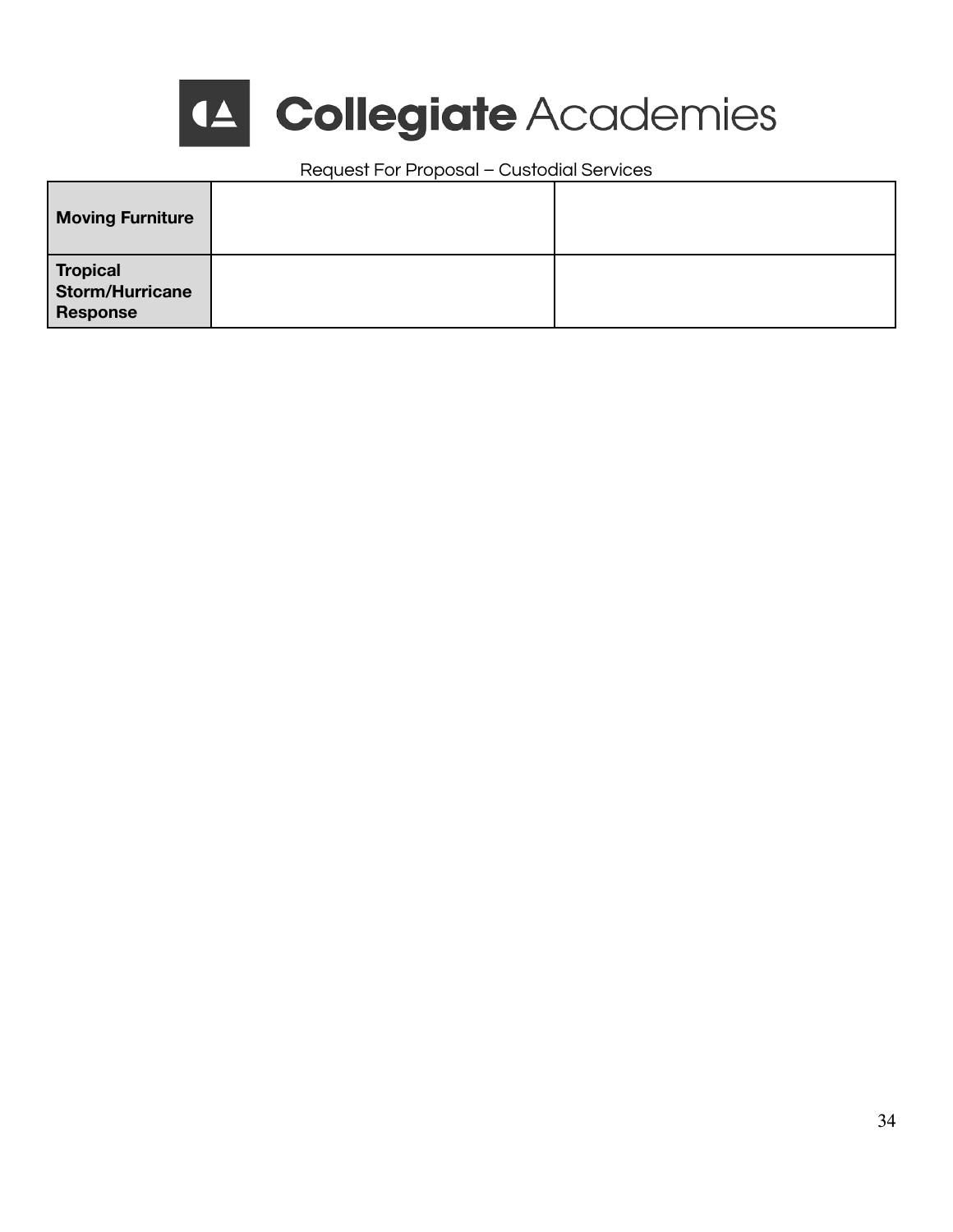| | | |
|---|---|---|
| **Moving Furniture** | | |
| **Tropical Storm/Hurricane Response** | | |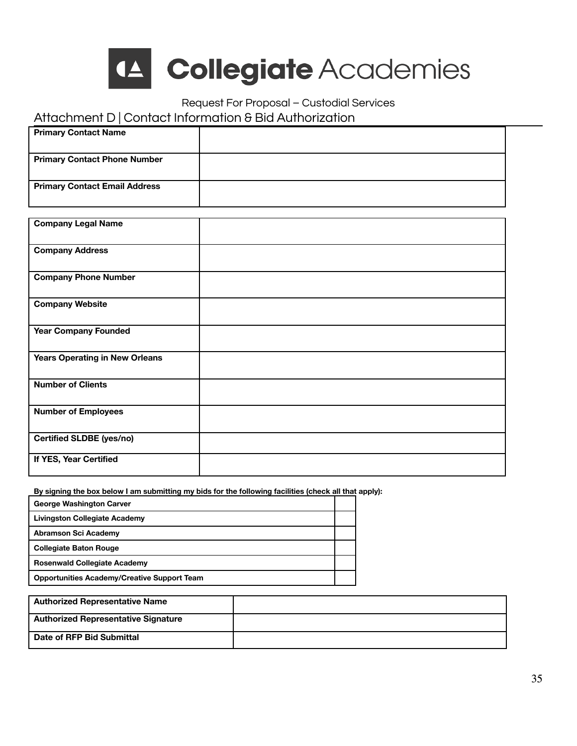# Collegiate Academies

Request For Proposal – Custodial Services

## Attachment D | Contact Information & Bid Authorization

| Primary Contact Name | |
|---|---|
| Primary Contact Phone Number | |
| Primary Contact Email Address | |

| Company Legal Name | |
|---|---|
| Company Address | |
| Company Phone Number | |
| Company Website | |
| Year Company Founded | |
| Years Operating in New Orleans | |
| Number of Clients | |
| Number of Employees | |
| Certified SLDBE (yes/no) | |
| If YES, Year Certified | |

**By signing the box below I am submitting my bids for the following facilities (check all that apply):**

| George Washington Carver | |
|---|---|
| Livingston Collegiate Academy | |
| Abramson Sci Academy | |
| Collegiate Baton Rouge | |
| Rosenwald Collegiate Academy | |
| Opportunities Academy/Creative Support Team | |

| Authorized Representative Name | |
|---|---|
| Authorized Representative Signature | |
| Date of RFP Bid Submittal | |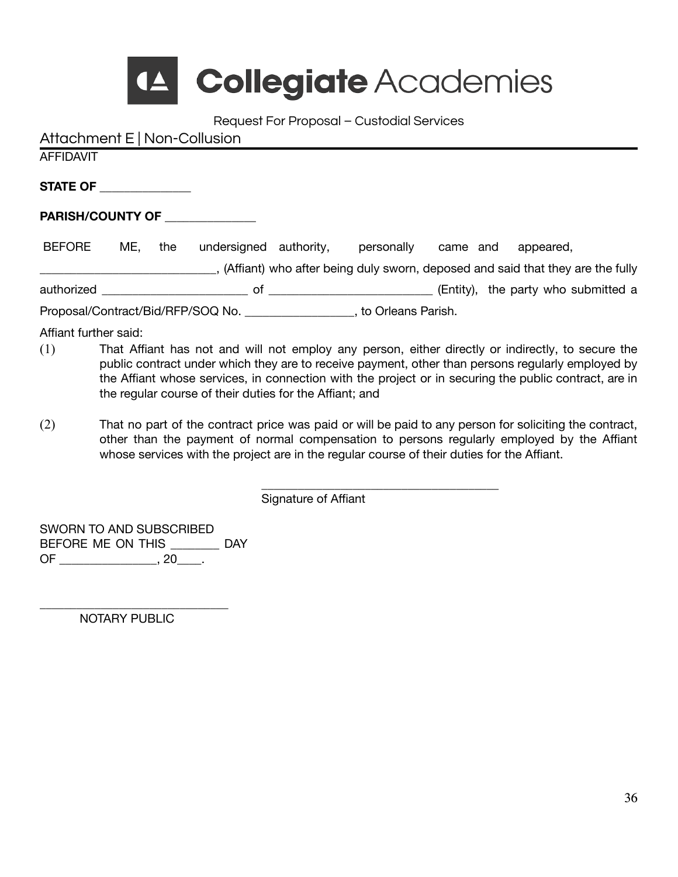Collegiate Academies

Request For Proposal – Custodial Services

## Attachment E | Non-Collusion

AFFIDAVIT

**STATE OF ______________**

**PARISH/COUNTY OF ______________**

BEFORE ME, the undersigned authority, personally came and appeared, ____________________________, (Affiant) who after being duly sworn, deposed and said that they are the fully authorized _______________________ of _________________________ (Entity), the party who submitted a Proposal/Contract/Bid/RFP/SOQ No. _________________, to Orleans Parish.

Affiant further said:

(1) That Affiant has not and will not employ any person, either directly or indirectly, to secure the public contract under which they are to receive payment, other than persons regularly employed by the Affiant whose services, in connection with the project or in securing the public contract, are in the regular course of their duties for the Affiant; and

(2) That no part of the contract price was paid or will be paid to any person for soliciting the contract, other than the payment of normal compensation to persons regularly employed by the Affiant whose services with the project are in the regular course of their duties for the Affiant.

_____________________________________
Signature of Affiant

SWORN TO AND SUBSCRIBED
BEFORE ME ON THIS ________ DAY
OF _______________, 20____.

______________________________
NOTARY PUBLIC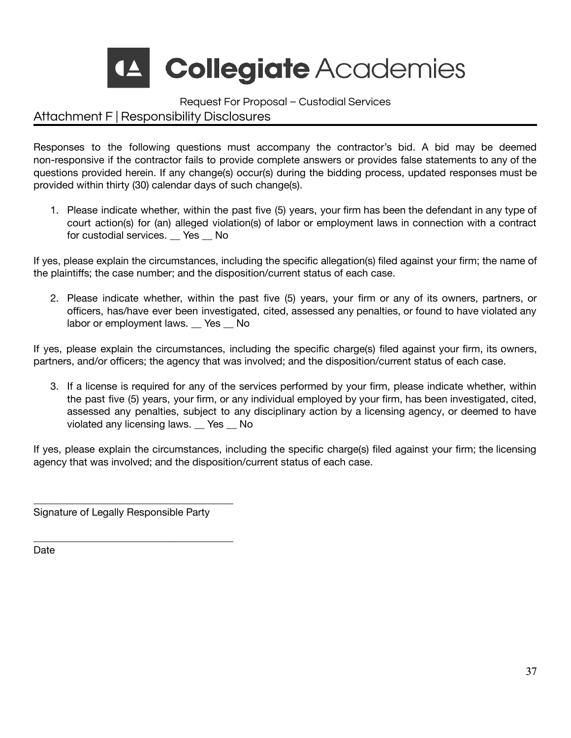**Collegiate Academies**

Request For Proposal – Custodial Services

## Attachment F | Responsibility Disclosures

Responses to the following questions must accompany the contractor's bid. A bid may be deemed non-responsive if the contractor fails to provide complete answers or provides false statements to any of the questions provided herein. If any change(s) occur(s) during the bidding process, updated responses must be provided within thirty (30) calendar days of such change(s).

1. Please indicate whether, within the past five (5) years, your firm has been the defendant in any type of court action(s) for (an) alleged violation(s) of labor or employment laws in connection with a contract for custodial services. __ Yes __ No

If yes, please explain the circumstances, including the specific allegation(s) filed against your firm; the name of the plaintiffs; the case number; and the disposition/current status of each case.

2. Please indicate whether, within the past five (5) years, your firm or any of its owners, partners, or officers, has/have ever been investigated, cited, assessed any penalties, or found to have violated any labor or employment laws. __ Yes __ No

If yes, please explain the circumstances, including the specific charge(s) filed against your firm, its owners, partners, and/or officers; the agency that was involved; and the disposition/current status of each case.

3. If a license is required for any of the services performed by your firm, please indicate whether, within the past five (5) years, your firm, or any individual employed by your firm, has been investigated, cited, assessed any penalties, subject to any disciplinary action by a licensing agency, or deemed to have violated any licensing laws. __ Yes __ No

If yes, please explain the circumstances, including the specific charge(s) filed against your firm; the licensing agency that was involved; and the disposition/current status of each case.

______________________________________
Signature of Legally Responsible Party

______________________________________
Date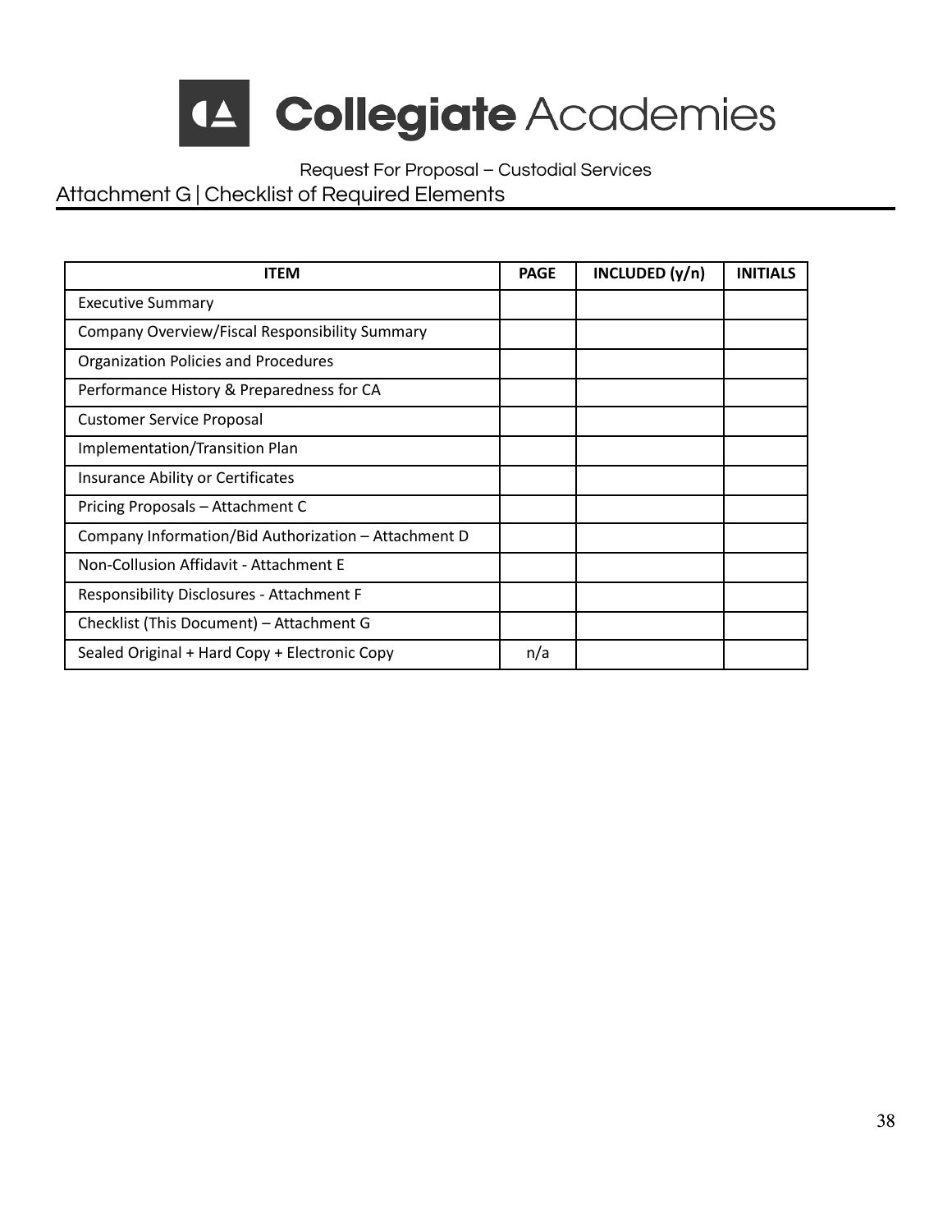# Collegiate Academies

Request For Proposal – Custodial Services

## Attachment G | Checklist of Required Elements

| ITEM | PAGE | INCLUDED (y/n) | INITIALS |
|---|---|---|---|
| Executive Summary | | | |
| Company Overview/Fiscal Responsibility Summary | | | |
| Organization Policies and Procedures | | | |
| Performance History & Preparedness for CA | | | |
| Customer Service Proposal | | | |
| Implementation/Transition Plan | | | |
| Insurance Ability or Certificates | | | |
| Pricing Proposals – Attachment C | | | |
| Company Information/Bid Authorization – Attachment D | | | |
| Non-Collusion Affidavit - Attachment E | | | |
| Responsibility Disclosures - Attachment F | | | |
| Checklist (This Document) – Attachment G | | | |
| Sealed Original + Hard Copy + Electronic Copy | n/a | | |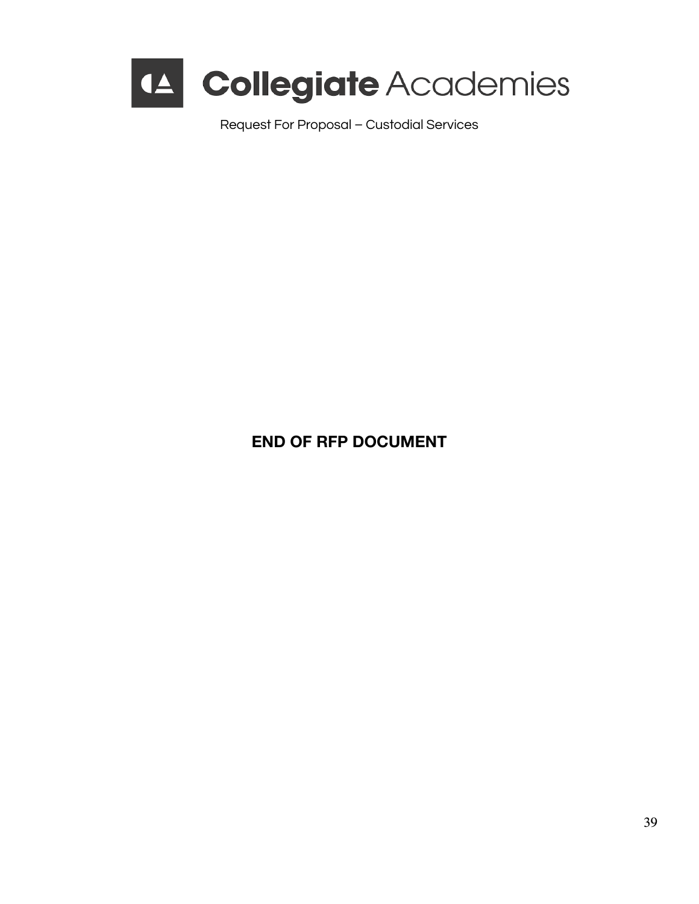**END OF RFP DOCUMENT**